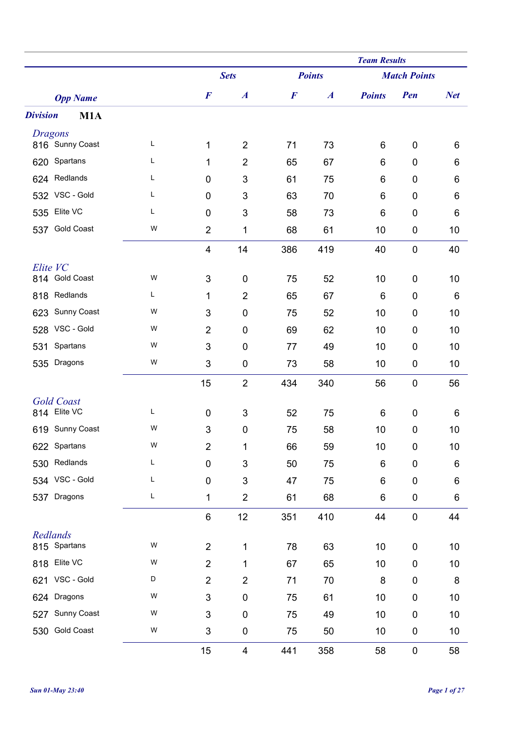| | | | Sets | | Points | | Team Results — Match Points | | |
|---|---|---|---|---|---|---|---|---|---|
| | Opp Name | | F | A | F | A | Points | Pen | Net |
| **Division M1A** | | | | | | | | | |
| ***Dragons*** | | | | | | | | | |
| 816 | Sunny Coast | L | 1 | 2 | 71 | 73 | 6 | 0 | 6 |
| 620 | Spartans | L | 1 | 2 | 65 | 67 | 6 | 0 | 6 |
| 624 | Redlands | L | 0 | 3 | 61 | 75 | 6 | 0 | 6 |
| 532 | VSC - Gold | L | 0 | 3 | 63 | 70 | 6 | 0 | 6 |
| 535 | Elite VC | L | 0 | 3 | 58 | 73 | 6 | 0 | 6 |
| 537 | Gold Coast | W | 2 | 1 | 68 | 61 | 10 | 0 | 10 |
| | | | 4 | 14 | 386 | 419 | 40 | 0 | 40 |
| ***Elite VC*** | | | | | | | | | |
| 814 | Gold Coast | W | 3 | 0 | 75 | 52 | 10 | 0 | 10 |
| 818 | Redlands | L | 1 | 2 | 65 | 67 | 6 | 0 | 6 |
| 623 | Sunny Coast | W | 3 | 0 | 75 | 52 | 10 | 0 | 10 |
| 528 | VSC - Gold | W | 2 | 0 | 69 | 62 | 10 | 0 | 10 |
| 531 | Spartans | W | 3 | 0 | 77 | 49 | 10 | 0 | 10 |
| 535 | Dragons | W | 3 | 0 | 73 | 58 | 10 | 0 | 10 |
| | | | 15 | 2 | 434 | 340 | 56 | 0 | 56 |
| ***Gold Coast*** | | | | | | | | | |
| 814 | Elite VC | L | 0 | 3 | 52 | 75 | 6 | 0 | 6 |
| 619 | Sunny Coast | W | 3 | 0 | 75 | 58 | 10 | 0 | 10 |
| 622 | Spartans | W | 2 | 1 | 66 | 59 | 10 | 0 | 10 |
| 530 | Redlands | L | 0 | 3 | 50 | 75 | 6 | 0 | 6 |
| 534 | VSC - Gold | L | 0 | 3 | 47 | 75 | 6 | 0 | 6 |
| 537 | Dragons | L | 1 | 2 | 61 | 68 | 6 | 0 | 6 |
| | | | 6 | 12 | 351 | 410 | 44 | 0 | 44 |
| ***Redlands*** | | | | | | | | | |
| 815 | Spartans | W | 2 | 1 | 78 | 63 | 10 | 0 | 10 |
| 818 | Elite VC | W | 2 | 1 | 67 | 65 | 10 | 0 | 10 |
| 621 | VSC - Gold | D | 2 | 2 | 71 | 70 | 8 | 0 | 8 |
| 624 | Dragons | W | 3 | 0 | 75 | 61 | 10 | 0 | 10 |
| 527 | Sunny Coast | W | 3 | 0 | 75 | 49 | 10 | 0 | 10 |
| 530 | Gold Coast | W | 3 | 0 | 75 | 50 | 10 | 0 | 10 |
| | | | 15 | 4 | 441 | 358 | 58 | 0 | 58 |

*Sun 01-May 23:40*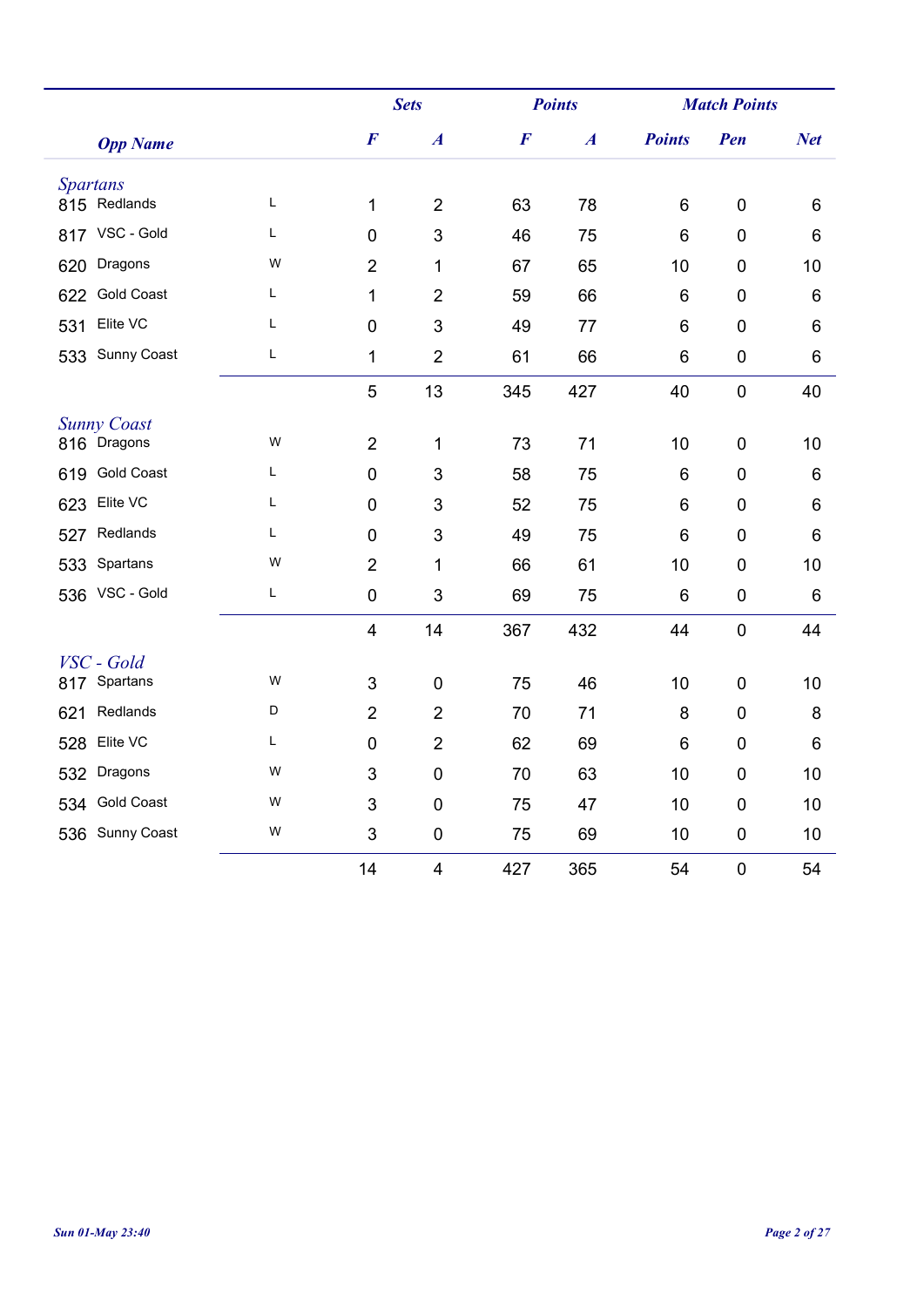| Opp | Name | | Sets F | Sets A | Points F | Points A | Match Points | Pen | Net |
|---|---|---|---|---|---|---|---|---|---|
| ***Spartans*** | | | | | | | | | |
| 815 | Redlands | L | 1 | 2 | 63 | 78 | 6 | 0 | 6 |
| 817 | VSC - Gold | L | 0 | 3 | 46 | 75 | 6 | 0 | 6 |
| 620 | Dragons | W | 2 | 1 | 67 | 65 | 10 | 0 | 10 |
| 622 | Gold Coast | L | 1 | 2 | 59 | 66 | 6 | 0 | 6 |
| 531 | Elite VC | L | 0 | 3 | 49 | 77 | 6 | 0 | 6 |
| 533 | Sunny Coast | L | 1 | 2 | 61 | 66 | 6 | 0 | 6 |
| | | | 5 | 13 | 345 | 427 | 40 | 0 | 40 |
| ***Sunny Coast*** | | | | | | | | | |
| 816 | Dragons | W | 2 | 1 | 73 | 71 | 10 | 0 | 10 |
| 619 | Gold Coast | L | 0 | 3 | 58 | 75 | 6 | 0 | 6 |
| 623 | Elite VC | L | 0 | 3 | 52 | 75 | 6 | 0 | 6 |
| 527 | Redlands | L | 0 | 3 | 49 | 75 | 6 | 0 | 6 |
| 533 | Spartans | W | 2 | 1 | 66 | 61 | 10 | 0 | 10 |
| 536 | VSC - Gold | L | 0 | 3 | 69 | 75 | 6 | 0 | 6 |
| | | | 4 | 14 | 367 | 432 | 44 | 0 | 44 |
| ***VSC - Gold*** | | | | | | | | | |
| 817 | Spartans | W | 3 | 0 | 75 | 46 | 10 | 0 | 10 |
| 621 | Redlands | D | 2 | 2 | 70 | 71 | 8 | 0 | 8 |
| 528 | Elite VC | L | 0 | 2 | 62 | 69 | 6 | 0 | 6 |
| 532 | Dragons | W | 3 | 0 | 70 | 63 | 10 | 0 | 10 |
| 534 | Gold Coast | W | 3 | 0 | 75 | 47 | 10 | 0 | 10 |
| 536 | Sunny Coast | W | 3 | 0 | 75 | 69 | 10 | 0 | 10 |
| | | | 14 | 4 | 427 | 365 | 54 | 0 | 54 |

*Sun 01-May 23:40*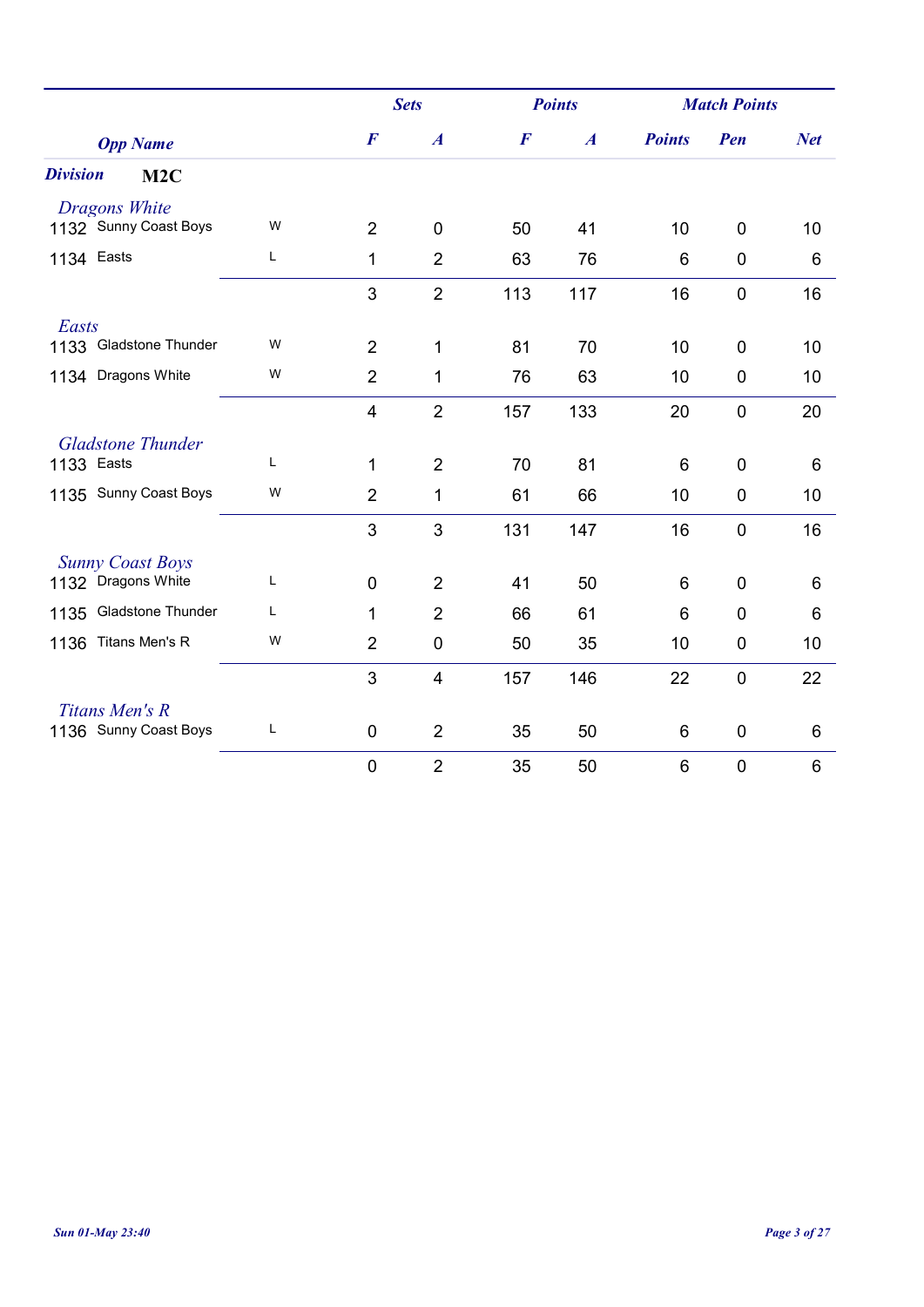| | Opp Name | | Sets F | Sets A | Points F | Points A | Match Points Points | Match Points Pen | Match Points Net |
|---|---|---|---|---|---|---|---|---|---|
| ***Division*** | **M2C** | | | | | | | | |
| *Dragons White* | | | | | | | | | |
| 1132 | Sunny Coast Boys | W | 2 | 0 | 50 | 41 | 10 | 0 | 10 |
| 1134 | Easts | L | 1 | 2 | 63 | 76 | 6 | 0 | 6 |
| | | | 3 | 2 | 113 | 117 | 16 | 0 | 16 |
| *Easts* | | | | | | | | | |
| 1133 | Gladstone Thunder | W | 2 | 1 | 81 | 70 | 10 | 0 | 10 |
| 1134 | Dragons White | W | 2 | 1 | 76 | 63 | 10 | 0 | 10 |
| | | | 4 | 2 | 157 | 133 | 20 | 0 | 20 |
| *Gladstone Thunder* | | | | | | | | | |
| 1133 | Easts | L | 1 | 2 | 70 | 81 | 6 | 0 | 6 |
| 1135 | Sunny Coast Boys | W | 2 | 1 | 61 | 66 | 10 | 0 | 10 |
| | | | 3 | 3 | 131 | 147 | 16 | 0 | 16 |
| *Sunny Coast Boys* | | | | | | | | | |
| 1132 | Dragons White | L | 0 | 2 | 41 | 50 | 6 | 0 | 6 |
| 1135 | Gladstone Thunder | L | 1 | 2 | 66 | 61 | 6 | 0 | 6 |
| 1136 | Titans Men's R | W | 2 | 0 | 50 | 35 | 10 | 0 | 10 |
| | | | 3 | 4 | 157 | 146 | 22 | 0 | 22 |
| *Titans Men's R* | | | | | | | | | |
| 1136 | Sunny Coast Boys | L | 0 | 2 | 35 | 50 | 6 | 0 | 6 |
| | | | 0 | 2 | 35 | 50 | 6 | 0 | 6 |

*Sun 01-May 23:40*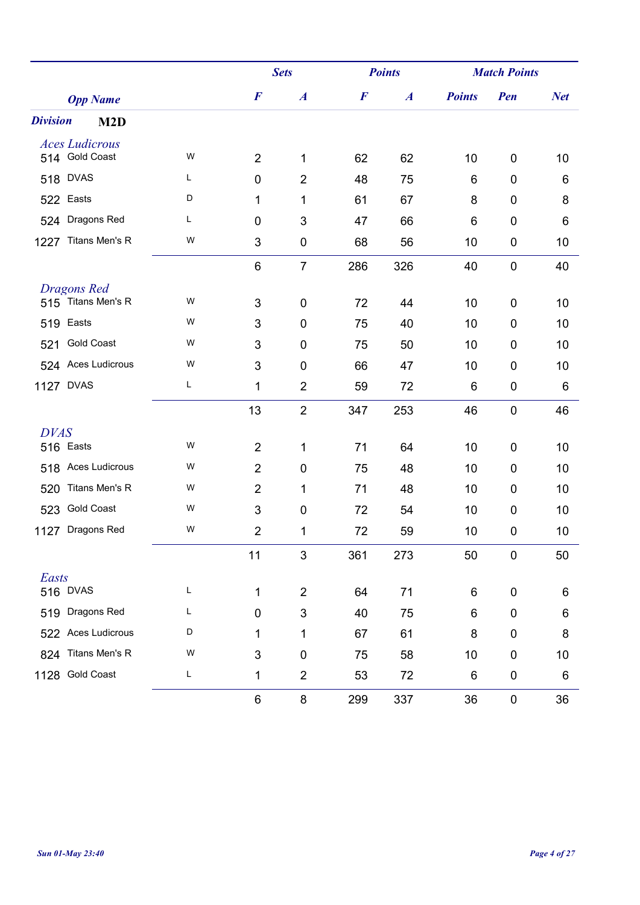| | Opp Name | | Sets F | Sets A | Points F | Points A | Match Points Points | Match Points Pen | Match Points Net |
|---|---|---|---|---|---|---|---|---|---|
| **Division** | **M2D** | | | | | | | | |
| *Aces Ludicrous* | | | | | | | | | |
| 514 | Gold Coast | W | 2 | 1 | 62 | 62 | 10 | 0 | 10 |
| 518 | DVAS | L | 0 | 2 | 48 | 75 | 6 | 0 | 6 |
| 522 | Easts | D | 1 | 1 | 61 | 67 | 8 | 0 | 8 |
| 524 | Dragons Red | L | 0 | 3 | 47 | 66 | 6 | 0 | 6 |
| 1227 | Titans Men's R | W | 3 | 0 | 68 | 56 | 10 | 0 | 10 |
| | | | 6 | 7 | 286 | 326 | 40 | 0 | 40 |
| *Dragons Red* | | | | | | | | | |
| 515 | Titans Men's R | W | 3 | 0 | 72 | 44 | 10 | 0 | 10 |
| 519 | Easts | W | 3 | 0 | 75 | 40 | 10 | 0 | 10 |
| 521 | Gold Coast | W | 3 | 0 | 75 | 50 | 10 | 0 | 10 |
| 524 | Aces Ludicrous | W | 3 | 0 | 66 | 47 | 10 | 0 | 10 |
| 1127 | DVAS | L | 1 | 2 | 59 | 72 | 6 | 0 | 6 |
| | | | 13 | 2 | 347 | 253 | 46 | 0 | 46 |
| *DVAS* | | | | | | | | | |
| 516 | Easts | W | 2 | 1 | 71 | 64 | 10 | 0 | 10 |
| 518 | Aces Ludicrous | W | 2 | 0 | 75 | 48 | 10 | 0 | 10 |
| 520 | Titans Men's R | W | 2 | 1 | 71 | 48 | 10 | 0 | 10 |
| 523 | Gold Coast | W | 3 | 0 | 72 | 54 | 10 | 0 | 10 |
| 1127 | Dragons Red | W | 2 | 1 | 72 | 59 | 10 | 0 | 10 |
| | | | 11 | 3 | 361 | 273 | 50 | 0 | 50 |
| *Easts* | | | | | | | | | |
| 516 | DVAS | L | 1 | 2 | 64 | 71 | 6 | 0 | 6 |
| 519 | Dragons Red | L | 0 | 3 | 40 | 75 | 6 | 0 | 6 |
| 522 | Aces Ludicrous | D | 1 | 1 | 67 | 61 | 8 | 0 | 8 |
| 824 | Titans Men's R | W | 3 | 0 | 75 | 58 | 10 | 0 | 10 |
| 1128 | Gold Coast | L | 1 | 2 | 53 | 72 | 6 | 0 | 6 |
| | | | 6 | 8 | 299 | 337 | 36 | 0 | 36 |

*Sun 01-May 23:40*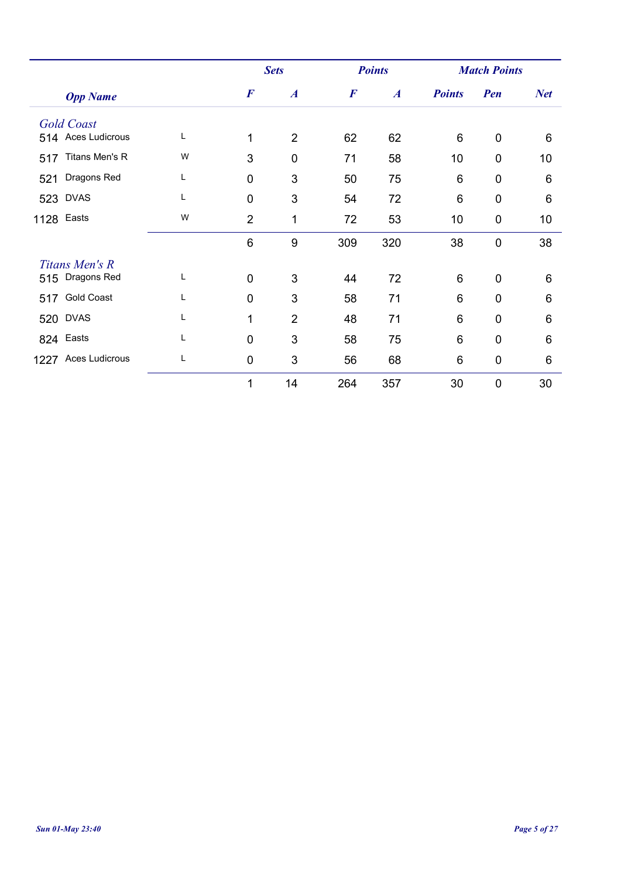| | Opp Name | | Sets | | Points | | Match Points | | |
|---|---|---|---|---|---|---|---|---|---|
| | | | F | A | F | A | Points | Pen | Net |
| *Gold Coast* | | | | | | | | | |
| 514 | Aces Ludicrous | L | 1 | 2 | 62 | 62 | 6 | 0 | 6 |
| 517 | Titans Men's R | W | 3 | 0 | 71 | 58 | 10 | 0 | 10 |
| 521 | Dragons Red | L | 0 | 3 | 50 | 75 | 6 | 0 | 6 |
| 523 | DVAS | L | 0 | 3 | 54 | 72 | 6 | 0 | 6 |
| 1128 | Easts | W | 2 | 1 | 72 | 53 | 10 | 0 | 10 |
| | | | 6 | 9 | 309 | 320 | 38 | 0 | 38 |
| *Titans Men's R* | | | | | | | | | |
| 515 | Dragons Red | L | 0 | 3 | 44 | 72 | 6 | 0 | 6 |
| 517 | Gold Coast | L | 0 | 3 | 58 | 71 | 6 | 0 | 6 |
| 520 | DVAS | L | 1 | 2 | 48 | 71 | 6 | 0 | 6 |
| 824 | Easts | L | 0 | 3 | 58 | 75 | 6 | 0 | 6 |
| 1227 | Aces Ludicrous | L | 0 | 3 | 56 | 68 | 6 | 0 | 6 |
| | | | 1 | 14 | 264 | 357 | 30 | 0 | 30 |

*Sun 01-May 23:40*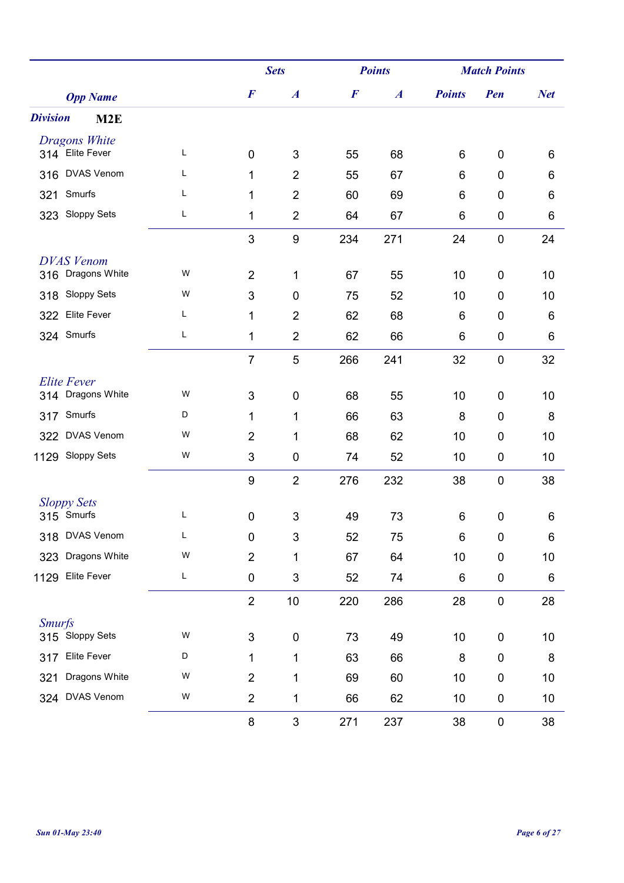| Opp Name | | | Sets | | Points | | Match Points | | |
|---|---|---|---|---|---|---|---|---|---|
| | | | F | A | F | A | Points | Pen | Net |
| **Division** | **M2E** | | | | | | | | |
| *Dragons White* | | | | | | | | | |
| 314 | Elite Fever | L | 0 | 3 | 55 | 68 | 6 | 0 | 6 |
| 316 | DVAS Venom | L | 1 | 2 | 55 | 67 | 6 | 0 | 6 |
| 321 | Smurfs | L | 1 | 2 | 60 | 69 | 6 | 0 | 6 |
| 323 | Sloppy Sets | L | 1 | 2 | 64 | 67 | 6 | 0 | 6 |
| | | | 3 | 9 | 234 | 271 | 24 | 0 | 24 |
| *DVAS Venom* | | | | | | | | | |
| 316 | Dragons White | W | 2 | 1 | 67 | 55 | 10 | 0 | 10 |
| 318 | Sloppy Sets | W | 3 | 0 | 75 | 52 | 10 | 0 | 10 |
| 322 | Elite Fever | L | 1 | 2 | 62 | 68 | 6 | 0 | 6 |
| 324 | Smurfs | L | 1 | 2 | 62 | 66 | 6 | 0 | 6 |
| | | | 7 | 5 | 266 | 241 | 32 | 0 | 32 |
| *Elite Fever* | | | | | | | | | |
| 314 | Dragons White | W | 3 | 0 | 68 | 55 | 10 | 0 | 10 |
| 317 | Smurfs | D | 1 | 1 | 66 | 63 | 8 | 0 | 8 |
| 322 | DVAS Venom | W | 2 | 1 | 68 | 62 | 10 | 0 | 10 |
| 1129 | Sloppy Sets | W | 3 | 0 | 74 | 52 | 10 | 0 | 10 |
| | | | 9 | 2 | 276 | 232 | 38 | 0 | 38 |
| *Sloppy Sets* | | | | | | | | | |
| 315 | Smurfs | L | 0 | 3 | 49 | 73 | 6 | 0 | 6 |
| 318 | DVAS Venom | L | 0 | 3 | 52 | 75 | 6 | 0 | 6 |
| 323 | Dragons White | W | 2 | 1 | 67 | 64 | 10 | 0 | 10 |
| 1129 | Elite Fever | L | 0 | 3 | 52 | 74 | 6 | 0 | 6 |
| | | | 2 | 10 | 220 | 286 | 28 | 0 | 28 |
| *Smurfs* | | | | | | | | | |
| 315 | Sloppy Sets | W | 3 | 0 | 73 | 49 | 10 | 0 | 10 |
| 317 | Elite Fever | D | 1 | 1 | 63 | 66 | 8 | 0 | 8 |
| 321 | Dragons White | W | 2 | 1 | 69 | 60 | 10 | 0 | 10 |
| 324 | DVAS Venom | W | 2 | 1 | 66 | 62 | 10 | 0 | 10 |
| | | | 8 | 3 | 271 | 237 | 38 | 0 | 38 |

*Sun 01-May 23:40*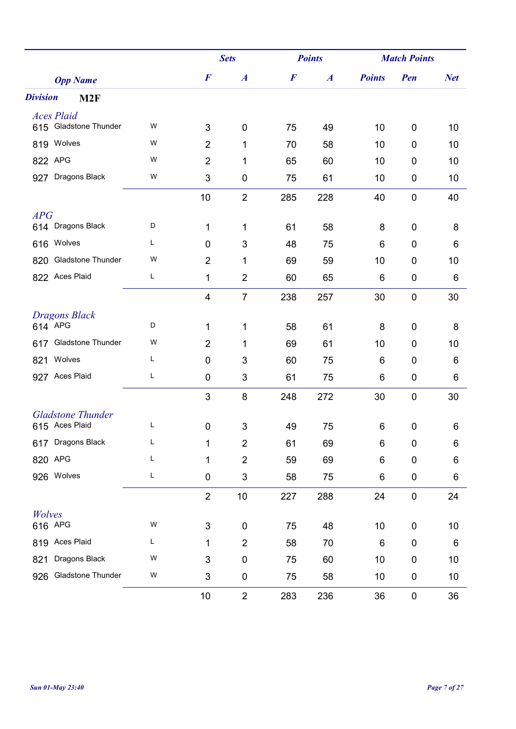| Opp Name | | | Sets F | Sets A | Points F | Points A | Match Points | Pen | Net |
|---|---|---|---|---|---|---|---|---|---|

**Division** **M2F**

*Aces Plaid*

| | Opp Name | | Sets F | Sets A | Points F | Points A | Points | Pen | Net |
|---|---|---|---|---|---|---|---|---|---|
| 615 | Gladstone Thunder | W | 3 | 0 | 75 | 49 | 10 | 0 | 10 |
| 819 | Wolves | W | 2 | 1 | 70 | 58 | 10 | 0 | 10 |
| 822 | APG | W | 2 | 1 | 65 | 60 | 10 | 0 | 10 |
| 927 | Dragons Black | W | 3 | 0 | 75 | 61 | 10 | 0 | 10 |
| | | | 10 | 2 | 285 | 228 | 40 | 0 | 40 |

*APG*

| | Opp Name | | Sets F | Sets A | Points F | Points A | Points | Pen | Net |
|---|---|---|---|---|---|---|---|---|---|
| 614 | Dragons Black | D | 1 | 1 | 61 | 58 | 8 | 0 | 8 |
| 616 | Wolves | L | 0 | 3 | 48 | 75 | 6 | 0 | 6 |
| 820 | Gladstone Thunder | W | 2 | 1 | 69 | 59 | 10 | 0 | 10 |
| 822 | Aces Plaid | L | 1 | 2 | 60 | 65 | 6 | 0 | 6 |
| | | | 4 | 7 | 238 | 257 | 30 | 0 | 30 |

*Dragons Black*

| | Opp Name | | Sets F | Sets A | Points F | Points A | Points | Pen | Net |
|---|---|---|---|---|---|---|---|---|---|
| 614 | APG | D | 1 | 1 | 58 | 61 | 8 | 0 | 8 |
| 617 | Gladstone Thunder | W | 2 | 1 | 69 | 61 | 10 | 0 | 10 |
| 821 | Wolves | L | 0 | 3 | 60 | 75 | 6 | 0 | 6 |
| 927 | Aces Plaid | L | 0 | 3 | 61 | 75 | 6 | 0 | 6 |
| | | | 3 | 8 | 248 | 272 | 30 | 0 | 30 |

*Gladstone Thunder*

| | Opp Name | | Sets F | Sets A | Points F | Points A | Points | Pen | Net |
|---|---|---|---|---|---|---|---|---|---|
| 615 | Aces Plaid | L | 0 | 3 | 49 | 75 | 6 | 0 | 6 |
| 617 | Dragons Black | L | 1 | 2 | 61 | 69 | 6 | 0 | 6 |
| 820 | APG | L | 1 | 2 | 59 | 69 | 6 | 0 | 6 |
| 926 | Wolves | L | 0 | 3 | 58 | 75 | 6 | 0 | 6 |
| | | | 2 | 10 | 227 | 288 | 24 | 0 | 24 |

*Wolves*

| | Opp Name | | Sets F | Sets A | Points F | Points A | Points | Pen | Net |
|---|---|---|---|---|---|---|---|---|---|
| 616 | APG | W | 3 | 0 | 75 | 48 | 10 | 0 | 10 |
| 819 | Aces Plaid | L | 1 | 2 | 58 | 70 | 6 | 0 | 6 |
| 821 | Dragons Black | W | 3 | 0 | 75 | 60 | 10 | 0 | 10 |
| 926 | Gladstone Thunder | W | 3 | 0 | 75 | 58 | 10 | 0 | 10 |
| | | | 10 | 2 | 283 | 236 | 36 | 0 | 36 |

*Sun 01-May 23:40*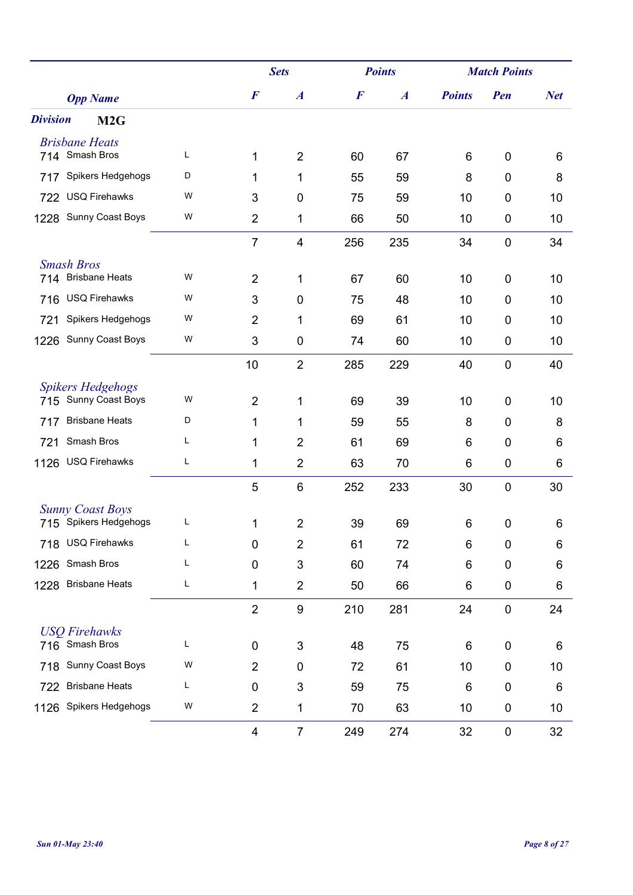| Opp Name | | | Sets F | Sets A | Points F | Points A | Match Points Points | Match Points Pen | Match Points Net |
|---|---|---|---|---|---|---|---|---|---|
| ***Division*** | **M2G** | | | | | | | | |
| *Brisbane Heats* | | | | | | | | | |
| 714 | Smash Bros | L | 1 | 2 | 60 | 67 | 6 | 0 | 6 |
| 717 | Spikers Hedgehogs | D | 1 | 1 | 55 | 59 | 8 | 0 | 8 |
| 722 | USQ Firehawks | W | 3 | 0 | 75 | 59 | 10 | 0 | 10 |
| 1228 | Sunny Coast Boys | W | 2 | 1 | 66 | 50 | 10 | 0 | 10 |
| | | | 7 | 4 | 256 | 235 | 34 | 0 | 34 |
| *Smash Bros* | | | | | | | | | |
| 714 | Brisbane Heats | W | 2 | 1 | 67 | 60 | 10 | 0 | 10 |
| 716 | USQ Firehawks | W | 3 | 0 | 75 | 48 | 10 | 0 | 10 |
| 721 | Spikers Hedgehogs | W | 2 | 1 | 69 | 61 | 10 | 0 | 10 |
| 1226 | Sunny Coast Boys | W | 3 | 0 | 74 | 60 | 10 | 0 | 10 |
| | | | 10 | 2 | 285 | 229 | 40 | 0 | 40 |
| *Spikers Hedgehogs* | | | | | | | | | |
| 715 | Sunny Coast Boys | W | 2 | 1 | 69 | 39 | 10 | 0 | 10 |
| 717 | Brisbane Heats | D | 1 | 1 | 59 | 55 | 8 | 0 | 8 |
| 721 | Smash Bros | L | 1 | 2 | 61 | 69 | 6 | 0 | 6 |
| 1126 | USQ Firehawks | L | 1 | 2 | 63 | 70 | 6 | 0 | 6 |
| | | | 5 | 6 | 252 | 233 | 30 | 0 | 30 |
| *Sunny Coast Boys* | | | | | | | | | |
| 715 | Spikers Hedgehogs | L | 1 | 2 | 39 | 69 | 6 | 0 | 6 |
| 718 | USQ Firehawks | L | 0 | 2 | 61 | 72 | 6 | 0 | 6 |
| 1226 | Smash Bros | L | 0 | 3 | 60 | 74 | 6 | 0 | 6 |
| 1228 | Brisbane Heats | L | 1 | 2 | 50 | 66 | 6 | 0 | 6 |
| | | | 2 | 9 | 210 | 281 | 24 | 0 | 24 |
| *USQ Firehawks* | | | | | | | | | |
| 716 | Smash Bros | L | 0 | 3 | 48 | 75 | 6 | 0 | 6 |
| 718 | Sunny Coast Boys | W | 2 | 0 | 72 | 61 | 10 | 0 | 10 |
| 722 | Brisbane Heats | L | 0 | 3 | 59 | 75 | 6 | 0 | 6 |
| 1126 | Spikers Hedgehogs | W | 2 | 1 | 70 | 63 | 10 | 0 | 10 |
| | | | 4 | 7 | 249 | 274 | 32 | 0 | 32 |

*Sun 01-May 23:40*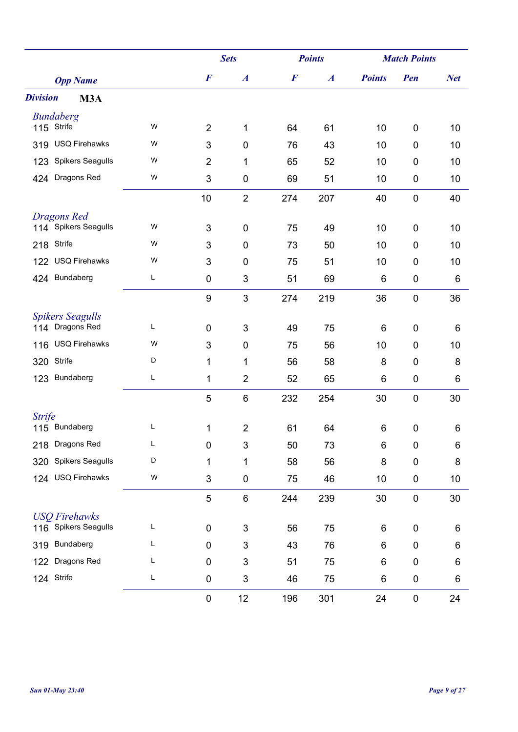| Opp Name | | | Sets F | Sets A | Points F | Points A | Match Points Points | Match Points Pen | Match Points Net |
|---|---|---|---|---|---|---|---|---|---|
| **Division** | **M3A** | | | | | | | | |
| *Bundaberg* | | | | | | | | | |
| 115 | Strife | W | 2 | 1 | 64 | 61 | 10 | 0 | 10 |
| 319 | USQ Firehawks | W | 3 | 0 | 76 | 43 | 10 | 0 | 10 |
| 123 | Spikers Seagulls | W | 2 | 1 | 65 | 52 | 10 | 0 | 10 |
| 424 | Dragons Red | W | 3 | 0 | 69 | 51 | 10 | 0 | 10 |
| | | | 10 | 2 | 274 | 207 | 40 | 0 | 40 |
| *Dragons Red* | | | | | | | | | |
| 114 | Spikers Seagulls | W | 3 | 0 | 75 | 49 | 10 | 0 | 10 |
| 218 | Strife | W | 3 | 0 | 73 | 50 | 10 | 0 | 10 |
| 122 | USQ Firehawks | W | 3 | 0 | 75 | 51 | 10 | 0 | 10 |
| 424 | Bundaberg | L | 0 | 3 | 51 | 69 | 6 | 0 | 6 |
| | | | 9 | 3 | 274 | 219 | 36 | 0 | 36 |
| *Spikers Seagulls* | | | | | | | | | |
| 114 | Dragons Red | L | 0 | 3 | 49 | 75 | 6 | 0 | 6 |
| 116 | USQ Firehawks | W | 3 | 0 | 75 | 56 | 10 | 0 | 10 |
| 320 | Strife | D | 1 | 1 | 56 | 58 | 8 | 0 | 8 |
| 123 | Bundaberg | L | 1 | 2 | 52 | 65 | 6 | 0 | 6 |
| | | | 5 | 6 | 232 | 254 | 30 | 0 | 30 |
| *Strife* | | | | | | | | | |
| 115 | Bundaberg | L | 1 | 2 | 61 | 64 | 6 | 0 | 6 |
| 218 | Dragons Red | L | 0 | 3 | 50 | 73 | 6 | 0 | 6 |
| 320 | Spikers Seagulls | D | 1 | 1 | 58 | 56 | 8 | 0 | 8 |
| 124 | USQ Firehawks | W | 3 | 0 | 75 | 46 | 10 | 0 | 10 |
| | | | 5 | 6 | 244 | 239 | 30 | 0 | 30 |
| *USQ Firehawks* | | | | | | | | | |
| 116 | Spikers Seagulls | L | 0 | 3 | 56 | 75 | 6 | 0 | 6 |
| 319 | Bundaberg | L | 0 | 3 | 43 | 76 | 6 | 0 | 6 |
| 122 | Dragons Red | L | 0 | 3 | 51 | 75 | 6 | 0 | 6 |
| 124 | Strife | L | 0 | 3 | 46 | 75 | 6 | 0 | 6 |
| | | | 0 | 12 | 196 | 301 | 24 | 0 | 24 |

*Sun 01-May 23:40*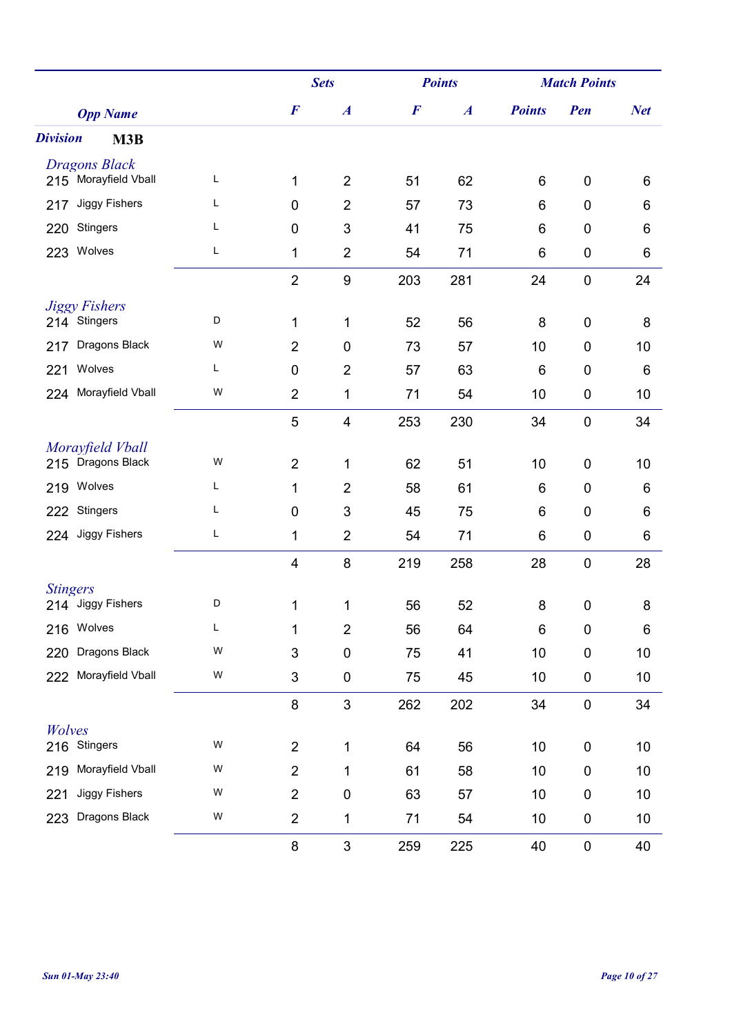| Opp Name | | | Sets F | Sets A | Points F | Points A | Match Points | Pen | Net |
|---|---|---|---|---|---|---|---|---|---|
| **Division** | **M3B** | | | | | | | | |
| *Dragons Black* | | | | | | | | | |
| 215 | Morayfield Vball | L | 1 | 2 | 51 | 62 | 6 | 0 | 6 |
| 217 | Jiggy Fishers | L | 0 | 2 | 57 | 73 | 6 | 0 | 6 |
| 220 | Stingers | L | 0 | 3 | 41 | 75 | 6 | 0 | 6 |
| 223 | Wolves | L | 1 | 2 | 54 | 71 | 6 | 0 | 6 |
| | | | 2 | 9 | 203 | 281 | 24 | 0 | 24 |
| *Jiggy Fishers* | | | | | | | | | |
| 214 | Stingers | D | 1 | 1 | 52 | 56 | 8 | 0 | 8 |
| 217 | Dragons Black | W | 2 | 0 | 73 | 57 | 10 | 0 | 10 |
| 221 | Wolves | L | 0 | 2 | 57 | 63 | 6 | 0 | 6 |
| 224 | Morayfield Vball | W | 2 | 1 | 71 | 54 | 10 | 0 | 10 |
| | | | 5 | 4 | 253 | 230 | 34 | 0 | 34 |
| *Morayfield Vball* | | | | | | | | | |
| 215 | Dragons Black | W | 2 | 1 | 62 | 51 | 10 | 0 | 10 |
| 219 | Wolves | L | 1 | 2 | 58 | 61 | 6 | 0 | 6 |
| 222 | Stingers | L | 0 | 3 | 45 | 75 | 6 | 0 | 6 |
| 224 | Jiggy Fishers | L | 1 | 2 | 54 | 71 | 6 | 0 | 6 |
| | | | 4 | 8 | 219 | 258 | 28 | 0 | 28 |
| *Stingers* | | | | | | | | | |
| 214 | Jiggy Fishers | D | 1 | 1 | 56 | 52 | 8 | 0 | 8 |
| 216 | Wolves | L | 1 | 2 | 56 | 64 | 6 | 0 | 6 |
| 220 | Dragons Black | W | 3 | 0 | 75 | 41 | 10 | 0 | 10 |
| 222 | Morayfield Vball | W | 3 | 0 | 75 | 45 | 10 | 0 | 10 |
| | | | 8 | 3 | 262 | 202 | 34 | 0 | 34 |
| *Wolves* | | | | | | | | | |
| 216 | Stingers | W | 2 | 1 | 64 | 56 | 10 | 0 | 10 |
| 219 | Morayfield Vball | W | 2 | 1 | 61 | 58 | 10 | 0 | 10 |
| 221 | Jiggy Fishers | W | 2 | 0 | 63 | 57 | 10 | 0 | 10 |
| 223 | Dragons Black | W | 2 | 1 | 71 | 54 | 10 | 0 | 10 |
| | | | 8 | 3 | 259 | 225 | 40 | 0 | 40 |

*Sun 01-May 23:40*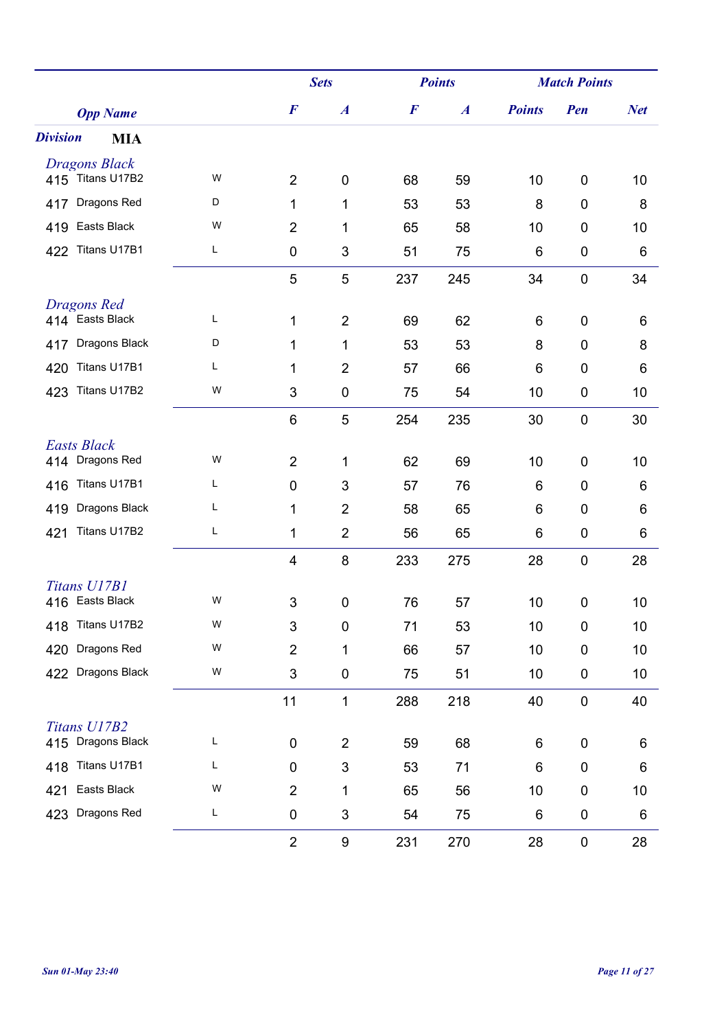| Opp Name | | | Sets | | Points | | Match Points | | |
|---|---|---|---|---|---|---|---|---|---|
| | | | F | A | F | A | Points | Pen | Net |
| **Division** | **MIA** | | | | | | | | |
| *Dragons Black* | | | | | | | | | |
| 415 | Titans U17B2 | W | 2 | 0 | 68 | 59 | 10 | 0 | 10 |
| 417 | Dragons Red | D | 1 | 1 | 53 | 53 | 8 | 0 | 8 |
| 419 | Easts Black | W | 2 | 1 | 65 | 58 | 10 | 0 | 10 |
| 422 | Titans U17B1 | L | 0 | 3 | 51 | 75 | 6 | 0 | 6 |
| | | | 5 | 5 | 237 | 245 | 34 | 0 | 34 |
| *Dragons Red* | | | | | | | | | |
| 414 | Easts Black | L | 1 | 2 | 69 | 62 | 6 | 0 | 6 |
| 417 | Dragons Black | D | 1 | 1 | 53 | 53 | 8 | 0 | 8 |
| 420 | Titans U17B1 | L | 1 | 2 | 57 | 66 | 6 | 0 | 6 |
| 423 | Titans U17B2 | W | 3 | 0 | 75 | 54 | 10 | 0 | 10 |
| | | | 6 | 5 | 254 | 235 | 30 | 0 | 30 |
| *Easts Black* | | | | | | | | | |
| 414 | Dragons Red | W | 2 | 1 | 62 | 69 | 10 | 0 | 10 |
| 416 | Titans U17B1 | L | 0 | 3 | 57 | 76 | 6 | 0 | 6 |
| 419 | Dragons Black | L | 1 | 2 | 58 | 65 | 6 | 0 | 6 |
| 421 | Titans U17B2 | L | 1 | 2 | 56 | 65 | 6 | 0 | 6 |
| | | | 4 | 8 | 233 | 275 | 28 | 0 | 28 |
| *Titans U17B1* | | | | | | | | | |
| 416 | Easts Black | W | 3 | 0 | 76 | 57 | 10 | 0 | 10 |
| 418 | Titans U17B2 | W | 3 | 0 | 71 | 53 | 10 | 0 | 10 |
| 420 | Dragons Red | W | 2 | 1 | 66 | 57 | 10 | 0 | 10 |
| 422 | Dragons Black | W | 3 | 0 | 75 | 51 | 10 | 0 | 10 |
| | | | 11 | 1 | 288 | 218 | 40 | 0 | 40 |
| *Titans U17B2* | | | | | | | | | |
| 415 | Dragons Black | L | 0 | 2 | 59 | 68 | 6 | 0 | 6 |
| 418 | Titans U17B1 | L | 0 | 3 | 53 | 71 | 6 | 0 | 6 |
| 421 | Easts Black | W | 2 | 1 | 65 | 56 | 10 | 0 | 10 |
| 423 | Dragons Red | L | 0 | 3 | 54 | 75 | 6 | 0 | 6 |
| | | | 2 | 9 | 231 | 270 | 28 | 0 | 28 |

*Sun 01-May 23:40*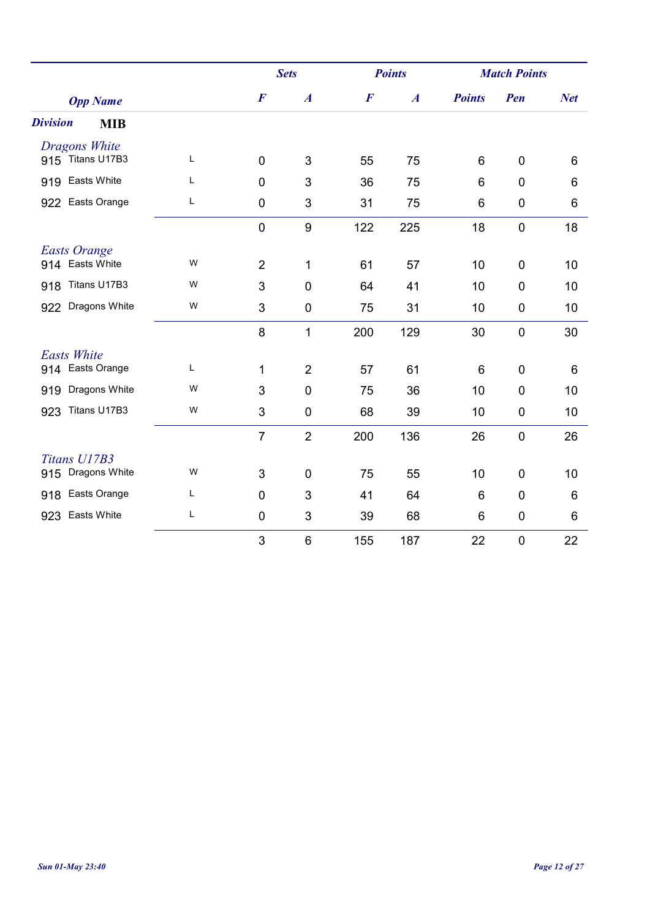| Opp Name | | | Sets | | Points | | Match Points | | |
|---|---|---|---|---|---|---|---|---|---|
| | | | F | A | F | A | Points | Pen | Net |
| **Division** | **MIB** | | | | | | | | |
| *Dragons White* | | | | | | | | | |
| 915 | Titans U17B3 | L | 0 | 3 | 55 | 75 | 6 | 0 | 6 |
| 919 | Easts White | L | 0 | 3 | 36 | 75 | 6 | 0 | 6 |
| 922 | Easts Orange | L | 0 | 3 | 31 | 75 | 6 | 0 | 6 |
| | | | 0 | 9 | 122 | 225 | 18 | 0 | 18 |
| *Easts Orange* | | | | | | | | | |
| 914 | Easts White | W | 2 | 1 | 61 | 57 | 10 | 0 | 10 |
| 918 | Titans U17B3 | W | 3 | 0 | 64 | 41 | 10 | 0 | 10 |
| 922 | Dragons White | W | 3 | 0 | 75 | 31 | 10 | 0 | 10 |
| | | | 8 | 1 | 200 | 129 | 30 | 0 | 30 |
| *Easts White* | | | | | | | | | |
| 914 | Easts Orange | L | 1 | 2 | 57 | 61 | 6 | 0 | 6 |
| 919 | Dragons White | W | 3 | 0 | 75 | 36 | 10 | 0 | 10 |
| 923 | Titans U17B3 | W | 3 | 0 | 68 | 39 | 10 | 0 | 10 |
| | | | 7 | 2 | 200 | 136 | 26 | 0 | 26 |
| *Titans U17B3* | | | | | | | | | |
| 915 | Dragons White | W | 3 | 0 | 75 | 55 | 10 | 0 | 10 |
| 918 | Easts Orange | L | 0 | 3 | 41 | 64 | 6 | 0 | 6 |
| 923 | Easts White | L | 0 | 3 | 39 | 68 | 6 | 0 | 6 |
| | | | 3 | 6 | 155 | 187 | 22 | 0 | 22 |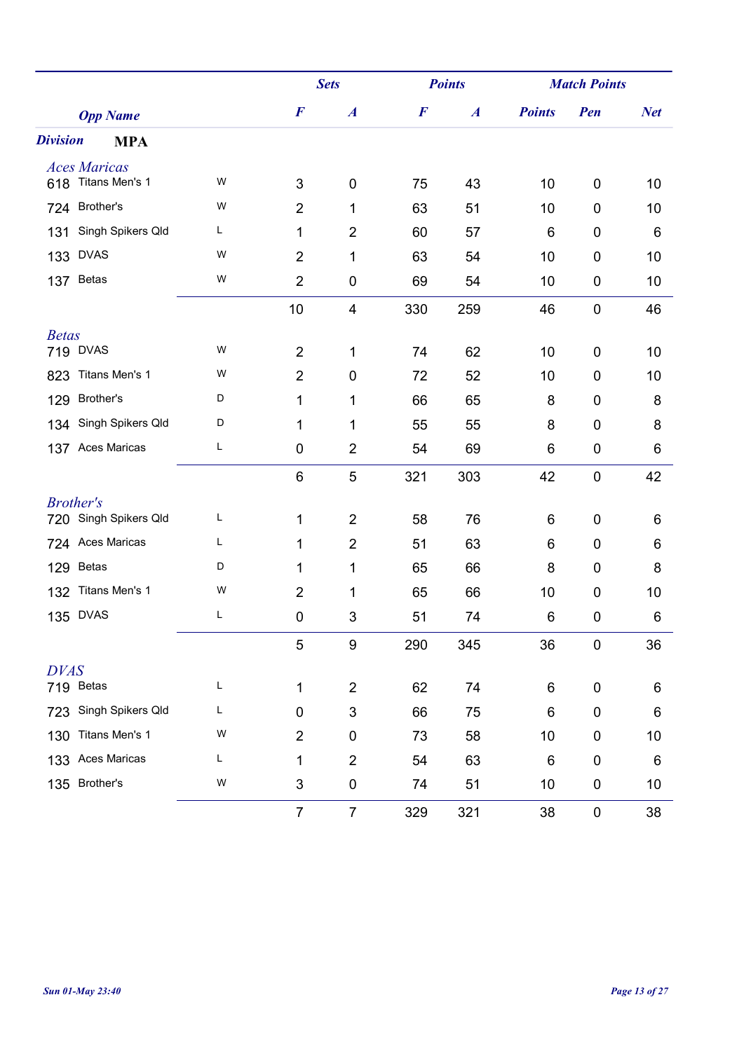| Opp Name | | | Sets | | Points | | Match Points | | |
|---|---|---|---|---|---|---|---|---|---|
| | | | F | A | F | A | Points | Pen | Net |
| **Division MPA** | | | | | | | | | |
| ***Aces Maricas*** | | | | | | | | | |
| 618 | Titans Men's 1 | W | 3 | 0 | 75 | 43 | 10 | 0 | 10 |
| 724 | Brother's | W | 2 | 1 | 63 | 51 | 10 | 0 | 10 |
| 131 | Singh Spikers Qld | L | 1 | 2 | 60 | 57 | 6 | 0 | 6 |
| 133 | DVAS | W | 2 | 1 | 63 | 54 | 10 | 0 | 10 |
| 137 | Betas | W | 2 | 0 | 69 | 54 | 10 | 0 | 10 |
| | | | 10 | 4 | 330 | 259 | 46 | 0 | 46 |
| ***Betas*** | | | | | | | | | |
| 719 | DVAS | W | 2 | 1 | 74 | 62 | 10 | 0 | 10 |
| 823 | Titans Men's 1 | W | 2 | 0 | 72 | 52 | 10 | 0 | 10 |
| 129 | Brother's | D | 1 | 1 | 66 | 65 | 8 | 0 | 8 |
| 134 | Singh Spikers Qld | D | 1 | 1 | 55 | 55 | 8 | 0 | 8 |
| 137 | Aces Maricas | L | 0 | 2 | 54 | 69 | 6 | 0 | 6 |
| | | | 6 | 5 | 321 | 303 | 42 | 0 | 42 |
| ***Brother's*** | | | | | | | | | |
| 720 | Singh Spikers Qld | L | 1 | 2 | 58 | 76 | 6 | 0 | 6 |
| 724 | Aces Maricas | L | 1 | 2 | 51 | 63 | 6 | 0 | 6 |
| 129 | Betas | D | 1 | 1 | 65 | 66 | 8 | 0 | 8 |
| 132 | Titans Men's 1 | W | 2 | 1 | 65 | 66 | 10 | 0 | 10 |
| 135 | DVAS | L | 0 | 3 | 51 | 74 | 6 | 0 | 6 |
| | | | 5 | 9 | 290 | 345 | 36 | 0 | 36 |
| ***DVAS*** | | | | | | | | | |
| 719 | Betas | L | 1 | 2 | 62 | 74 | 6 | 0 | 6 |
| 723 | Singh Spikers Qld | L | 0 | 3 | 66 | 75 | 6 | 0 | 6 |
| 130 | Titans Men's 1 | W | 2 | 0 | 73 | 58 | 10 | 0 | 10 |
| 133 | Aces Maricas | L | 1 | 2 | 54 | 63 | 6 | 0 | 6 |
| 135 | Brother's | W | 3 | 0 | 74 | 51 | 10 | 0 | 10 |
| | | | 7 | 7 | 329 | 321 | 38 | 0 | 38 |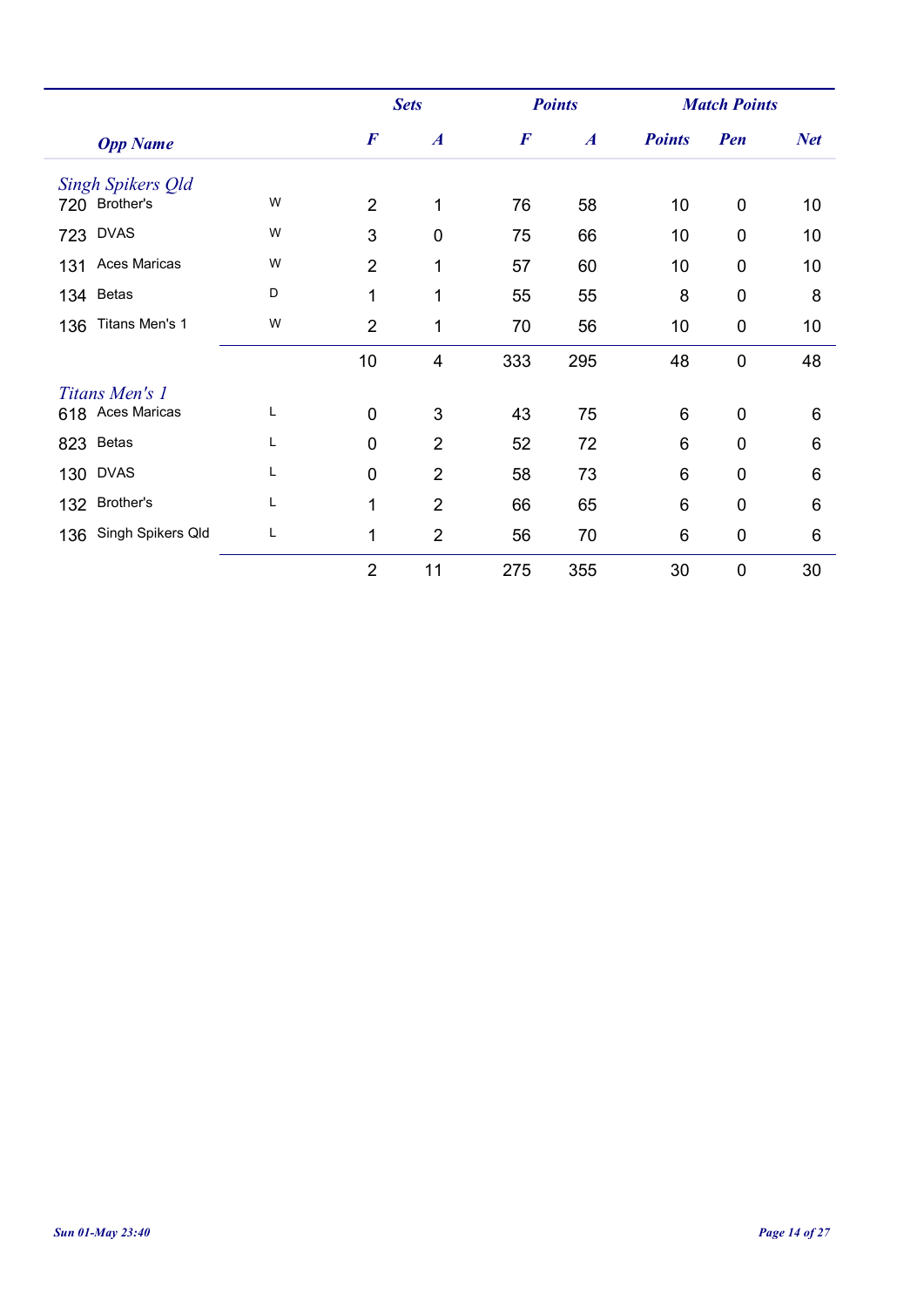| | Opp Name | | Sets | | Points | | Match Points | | |
|---|---|---|---|---|---|---|---|---|---|
| | | | F | A | F | A | Points | Pen | Net |
| *Singh Spikers Qld* | | | | | | | | | |
| 720 | Brother's | W | 2 | 1 | 76 | 58 | 10 | 0 | 10 |
| 723 | DVAS | W | 3 | 0 | 75 | 66 | 10 | 0 | 10 |
| 131 | Aces Maricas | W | 2 | 1 | 57 | 60 | 10 | 0 | 10 |
| 134 | Betas | D | 1 | 1 | 55 | 55 | 8 | 0 | 8 |
| 136 | Titans Men's 1 | W | 2 | 1 | 70 | 56 | 10 | 0 | 10 |
| | | | 10 | 4 | 333 | 295 | 48 | 0 | 48 |
| *Titans Men's 1* | | | | | | | | | |
| 618 | Aces Maricas | L | 0 | 3 | 43 | 75 | 6 | 0 | 6 |
| 823 | Betas | L | 0 | 2 | 52 | 72 | 6 | 0 | 6 |
| 130 | DVAS | L | 0 | 2 | 58 | 73 | 6 | 0 | 6 |
| 132 | Brother's | L | 1 | 2 | 66 | 65 | 6 | 0 | 6 |
| 136 | Singh Spikers Qld | L | 1 | 2 | 56 | 70 | 6 | 0 | 6 |
| | | | 2 | 11 | 275 | 355 | 30 | 0 | 30 |

*Sun 01-May 23:40*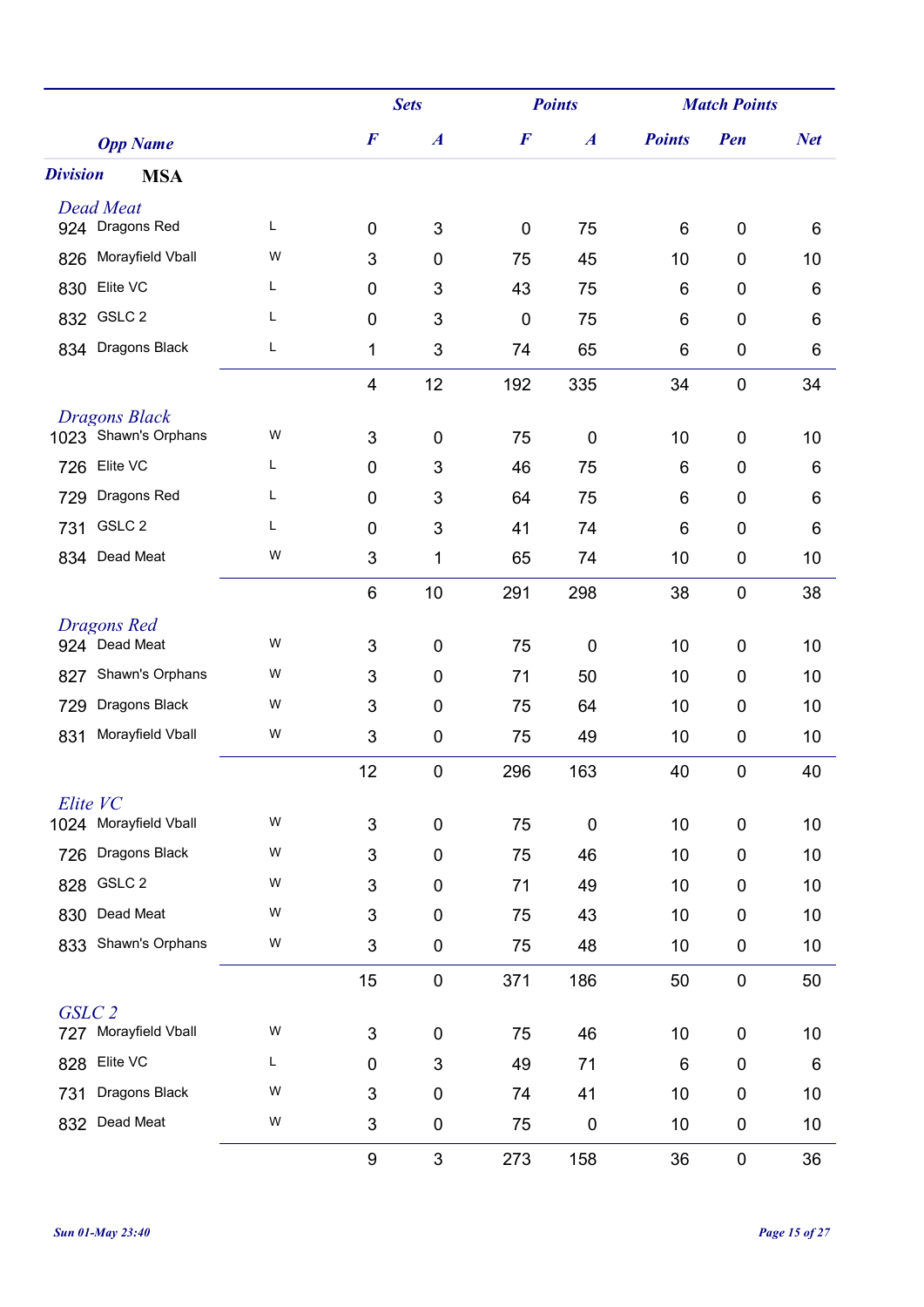| Opp Name | | | Sets F | Sets A | Points F | Points A | Match Points | Pen | Net |
|---|---|---|---|---|---|---|---|---|---|
| **Division** | **MSA** | | | | | | | | |
| *Dead Meat* | | | | | | | | | |
| 924 | Dragons Red | L | 0 | 3 | 0 | 75 | 6 | 0 | 6 |
| 826 | Morayfield Vball | W | 3 | 0 | 75 | 45 | 10 | 0 | 10 |
| 830 | Elite VC | L | 0 | 3 | 43 | 75 | 6 | 0 | 6 |
| 832 | GSLC 2 | L | 0 | 3 | 0 | 75 | 6 | 0 | 6 |
| 834 | Dragons Black | L | 1 | 3 | 74 | 65 | 6 | 0 | 6 |
| | | | 4 | 12 | 192 | 335 | 34 | 0 | 34 |
| *Dragons Black* | | | | | | | | | |
| 1023 | Shawn's Orphans | W | 3 | 0 | 75 | 0 | 10 | 0 | 10 |
| 726 | Elite VC | L | 0 | 3 | 46 | 75 | 6 | 0 | 6 |
| 729 | Dragons Red | L | 0 | 3 | 64 | 75 | 6 | 0 | 6 |
| 731 | GSLC 2 | L | 0 | 3 | 41 | 74 | 6 | 0 | 6 |
| 834 | Dead Meat | W | 3 | 1 | 65 | 74 | 10 | 0 | 10 |
| | | | 6 | 10 | 291 | 298 | 38 | 0 | 38 |
| *Dragons Red* | | | | | | | | | |
| 924 | Dead Meat | W | 3 | 0 | 75 | 0 | 10 | 0 | 10 |
| 827 | Shawn's Orphans | W | 3 | 0 | 71 | 50 | 10 | 0 | 10 |
| 729 | Dragons Black | W | 3 | 0 | 75 | 64 | 10 | 0 | 10 |
| 831 | Morayfield Vball | W | 3 | 0 | 75 | 49 | 10 | 0 | 10 |
| | | | 12 | 0 | 296 | 163 | 40 | 0 | 40 |
| *Elite VC* | | | | | | | | | |
| 1024 | Morayfield Vball | W | 3 | 0 | 75 | 0 | 10 | 0 | 10 |
| 726 | Dragons Black | W | 3 | 0 | 75 | 46 | 10 | 0 | 10 |
| 828 | GSLC 2 | W | 3 | 0 | 71 | 49 | 10 | 0 | 10 |
| 830 | Dead Meat | W | 3 | 0 | 75 | 43 | 10 | 0 | 10 |
| 833 | Shawn's Orphans | W | 3 | 0 | 75 | 48 | 10 | 0 | 10 |
| | | | 15 | 0 | 371 | 186 | 50 | 0 | 50 |
| *GSLC 2* | | | | | | | | | |
| 727 | Morayfield Vball | W | 3 | 0 | 75 | 46 | 10 | 0 | 10 |
| 828 | Elite VC | L | 0 | 3 | 49 | 71 | 6 | 0 | 6 |
| 731 | Dragons Black | W | 3 | 0 | 74 | 41 | 10 | 0 | 10 |
| 832 | Dead Meat | W | 3 | 0 | 75 | 0 | 10 | 0 | 10 |
| | | | 9 | 3 | 273 | 158 | 36 | 0 | 36 |

*Sun 01-May 23:40*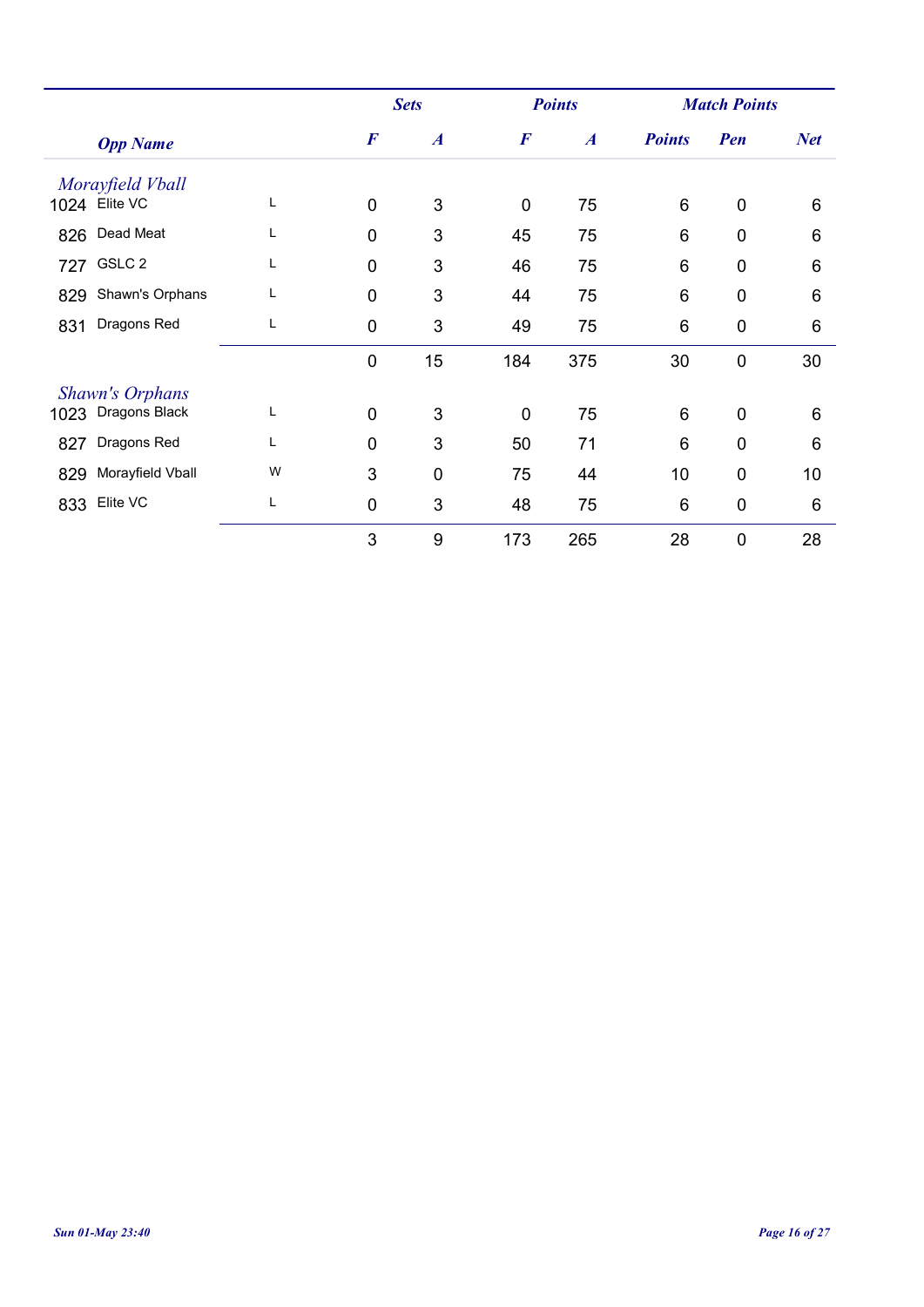| | Opp Name | | Sets | | Points | | Match Points | | |
|---|---|---|---|---|---|---|---|---|---|
| | | | F | A | F | A | Points | Pen | Net |
| *Morayfield Vball* | | | | | | | | | |
| 1024 | Elite VC | L | 0 | 3 | 0 | 75 | 6 | 0 | 6 |
| 826 | Dead Meat | L | 0 | 3 | 45 | 75 | 6 | 0 | 6 |
| 727 | GSLC 2 | L | 0 | 3 | 46 | 75 | 6 | 0 | 6 |
| 829 | Shawn's Orphans | L | 0 | 3 | 44 | 75 | 6 | 0 | 6 |
| 831 | Dragons Red | L | 0 | 3 | 49 | 75 | 6 | 0 | 6 |
| | | | 0 | 15 | 184 | 375 | 30 | 0 | 30 |
| *Shawn's Orphans* | | | | | | | | | |
| 1023 | Dragons Black | L | 0 | 3 | 0 | 75 | 6 | 0 | 6 |
| 827 | Dragons Red | L | 0 | 3 | 50 | 71 | 6 | 0 | 6 |
| 829 | Morayfield Vball | W | 3 | 0 | 75 | 44 | 10 | 0 | 10 |
| 833 | Elite VC | L | 0 | 3 | 48 | 75 | 6 | 0 | 6 |
| | | | 3 | 9 | 173 | 265 | 28 | 0 | 28 |

*Sun 01-May 23:40*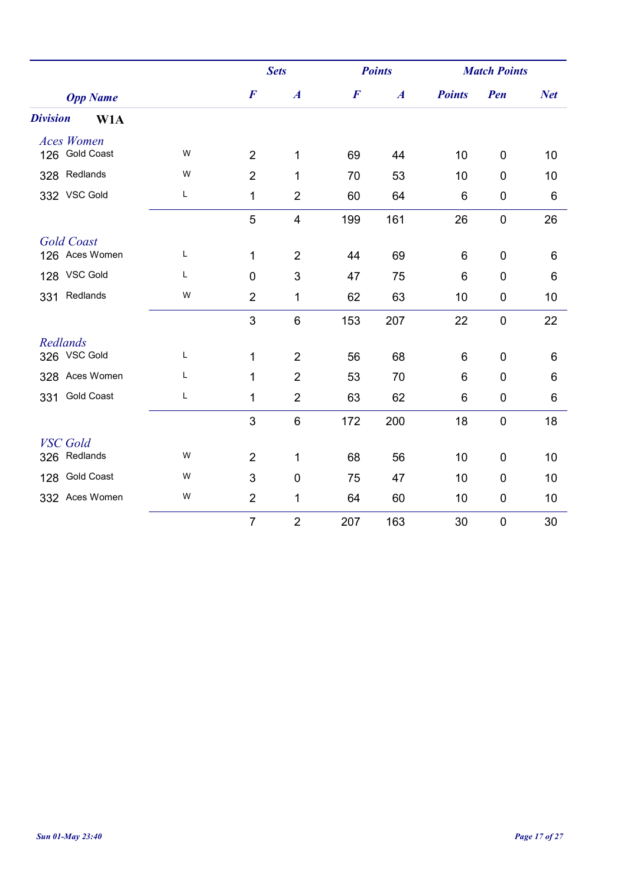| Opp Name | | | Sets | | Points | | Match Points | | |
|---|---|---|---|---|---|---|---|---|---|
| | | | F | A | F | A | Points | Pen | Net |
| ***Division*** **W1A** | | | | | | | | | |
| *Aces Women* | | | | | | | | | |
| 126 | Gold Coast | W | 2 | 1 | 69 | 44 | 10 | 0 | 10 |
| 328 | Redlands | W | 2 | 1 | 70 | 53 | 10 | 0 | 10 |
| 332 | VSC Gold | L | 1 | 2 | 60 | 64 | 6 | 0 | 6 |
| | | | 5 | 4 | 199 | 161 | 26 | 0 | 26 |
| *Gold Coast* | | | | | | | | | |
| 126 | Aces Women | L | 1 | 2 | 44 | 69 | 6 | 0 | 6 |
| 128 | VSC Gold | L | 0 | 3 | 47 | 75 | 6 | 0 | 6 |
| 331 | Redlands | W | 2 | 1 | 62 | 63 | 10 | 0 | 10 |
| | | | 3 | 6 | 153 | 207 | 22 | 0 | 22 |
| *Redlands* | | | | | | | | | |
| 326 | VSC Gold | L | 1 | 2 | 56 | 68 | 6 | 0 | 6 |
| 328 | Aces Women | L | 1 | 2 | 53 | 70 | 6 | 0 | 6 |
| 331 | Gold Coast | L | 1 | 2 | 63 | 62 | 6 | 0 | 6 |
| | | | 3 | 6 | 172 | 200 | 18 | 0 | 18 |
| *VSC Gold* | | | | | | | | | |
| 326 | Redlands | W | 2 | 1 | 68 | 56 | 10 | 0 | 10 |
| 128 | Gold Coast | W | 3 | 0 | 75 | 47 | 10 | 0 | 10 |
| 332 | Aces Women | W | 2 | 1 | 64 | 60 | 10 | 0 | 10 |
| | | | 7 | 2 | 207 | 163 | 30 | 0 | 30 |

*Sun 01-May 23:40*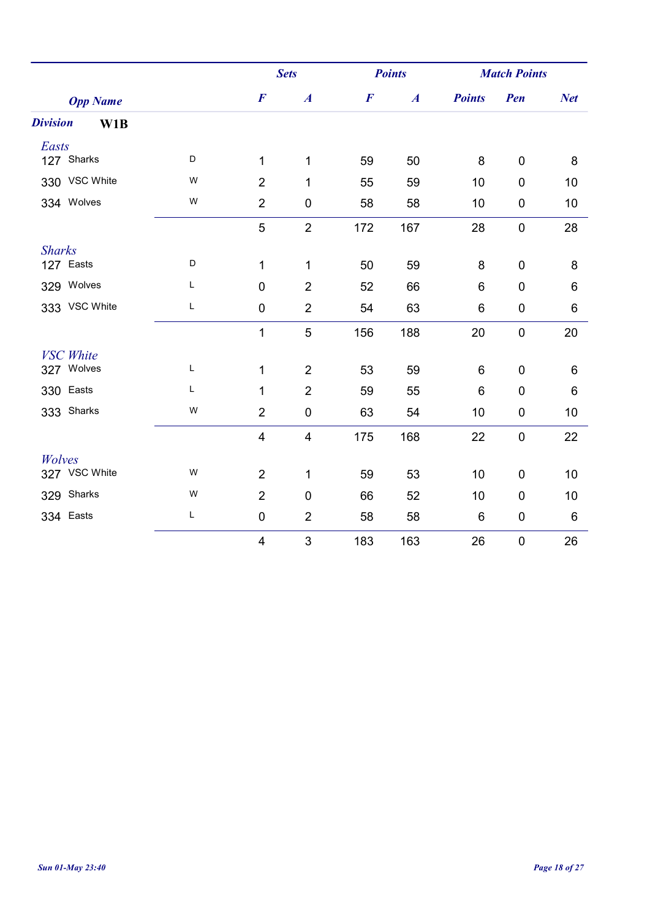| Opp Name | | | Sets F | Sets A | Points F | Points A | Match Points Points | Match Points Pen | Match Points Net |
|---|---|---|---|---|---|---|---|---|---|
| **Division W1B** | | | | | | | | | |
| *Easts* | | | | | | | | | |
| 127 | Sharks | D | 1 | 1 | 59 | 50 | 8 | 0 | 8 |
| 330 | VSC White | W | 2 | 1 | 55 | 59 | 10 | 0 | 10 |
| 334 | Wolves | W | 2 | 0 | 58 | 58 | 10 | 0 | 10 |
| | | | 5 | 2 | 172 | 167 | 28 | 0 | 28 |
| *Sharks* | | | | | | | | | |
| 127 | Easts | D | 1 | 1 | 50 | 59 | 8 | 0 | 8 |
| 329 | Wolves | L | 0 | 2 | 52 | 66 | 6 | 0 | 6 |
| 333 | VSC White | L | 0 | 2 | 54 | 63 | 6 | 0 | 6 |
| | | | 1 | 5 | 156 | 188 | 20 | 0 | 20 |
| *VSC White* | | | | | | | | | |
| 327 | Wolves | L | 1 | 2 | 53 | 59 | 6 | 0 | 6 |
| 330 | Easts | L | 1 | 2 | 59 | 55 | 6 | 0 | 6 |
| 333 | Sharks | W | 2 | 0 | 63 | 54 | 10 | 0 | 10 |
| | | | 4 | 4 | 175 | 168 | 22 | 0 | 22 |
| *Wolves* | | | | | | | | | |
| 327 | VSC White | W | 2 | 1 | 59 | 53 | 10 | 0 | 10 |
| 329 | Sharks | W | 2 | 0 | 66 | 52 | 10 | 0 | 10 |
| 334 | Easts | L | 0 | 2 | 58 | 58 | 6 | 0 | 6 |
| | | | 4 | 3 | 183 | 163 | 26 | 0 | 26 |

*Sun 01-May 23:40*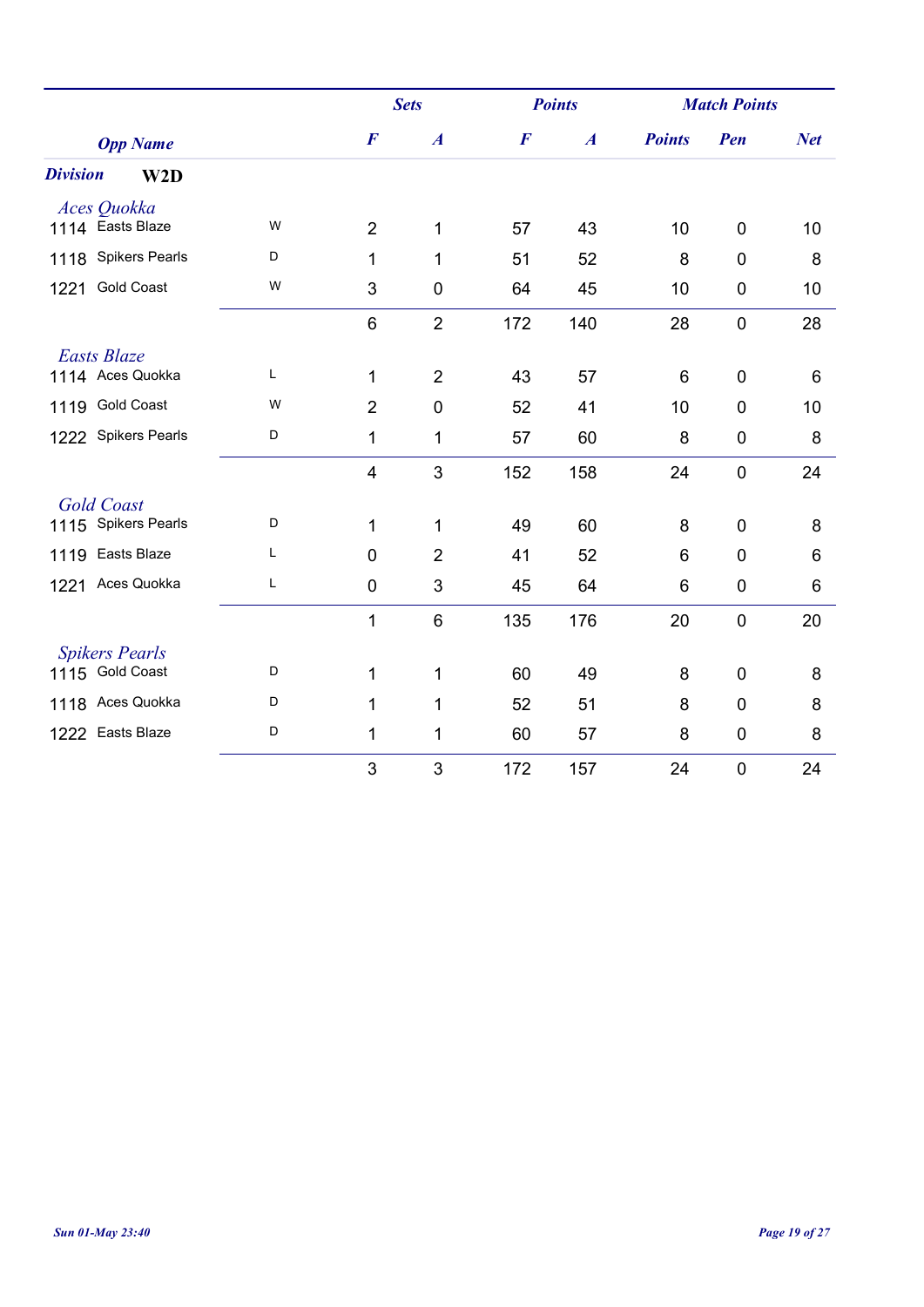| Opp Name | | Sets | | Points | | Match Points | | |
|---|---|---|---|---|---|---|---|---|
| | | F | A | F | A | Points | Pen | Net |
| **Division W2D** | | | | | | | | |
| *Aces Quokka* | | | | | | | | |
| 1114 Easts Blaze | W | 2 | 1 | 57 | 43 | 10 | 0 | 10 |
| 1118 Spikers Pearls | D | 1 | 1 | 51 | 52 | 8 | 0 | 8 |
| 1221 Gold Coast | W | 3 | 0 | 64 | 45 | 10 | 0 | 10 |
| | | 6 | 2 | 172 | 140 | 28 | 0 | 28 |
| *Easts Blaze* | | | | | | | | |
| 1114 Aces Quokka | L | 1 | 2 | 43 | 57 | 6 | 0 | 6 |
| 1119 Gold Coast | W | 2 | 0 | 52 | 41 | 10 | 0 | 10 |
| 1222 Spikers Pearls | D | 1 | 1 | 57 | 60 | 8 | 0 | 8 |
| | | 4 | 3 | 152 | 158 | 24 | 0 | 24 |
| *Gold Coast* | | | | | | | | |
| 1115 Spikers Pearls | D | 1 | 1 | 49 | 60 | 8 | 0 | 8 |
| 1119 Easts Blaze | L | 0 | 2 | 41 | 52 | 6 | 0 | 6 |
| 1221 Aces Quokka | L | 0 | 3 | 45 | 64 | 6 | 0 | 6 |
| | | 1 | 6 | 135 | 176 | 20 | 0 | 20 |
| *Spikers Pearls* | | | | | | | | |
| 1115 Gold Coast | D | 1 | 1 | 60 | 49 | 8 | 0 | 8 |
| 1118 Aces Quokka | D | 1 | 1 | 52 | 51 | 8 | 0 | 8 |
| 1222 Easts Blaze | D | 1 | 1 | 60 | 57 | 8 | 0 | 8 |
| | | 3 | 3 | 172 | 157 | 24 | 0 | 24 |

*Sun 01-May 23:40*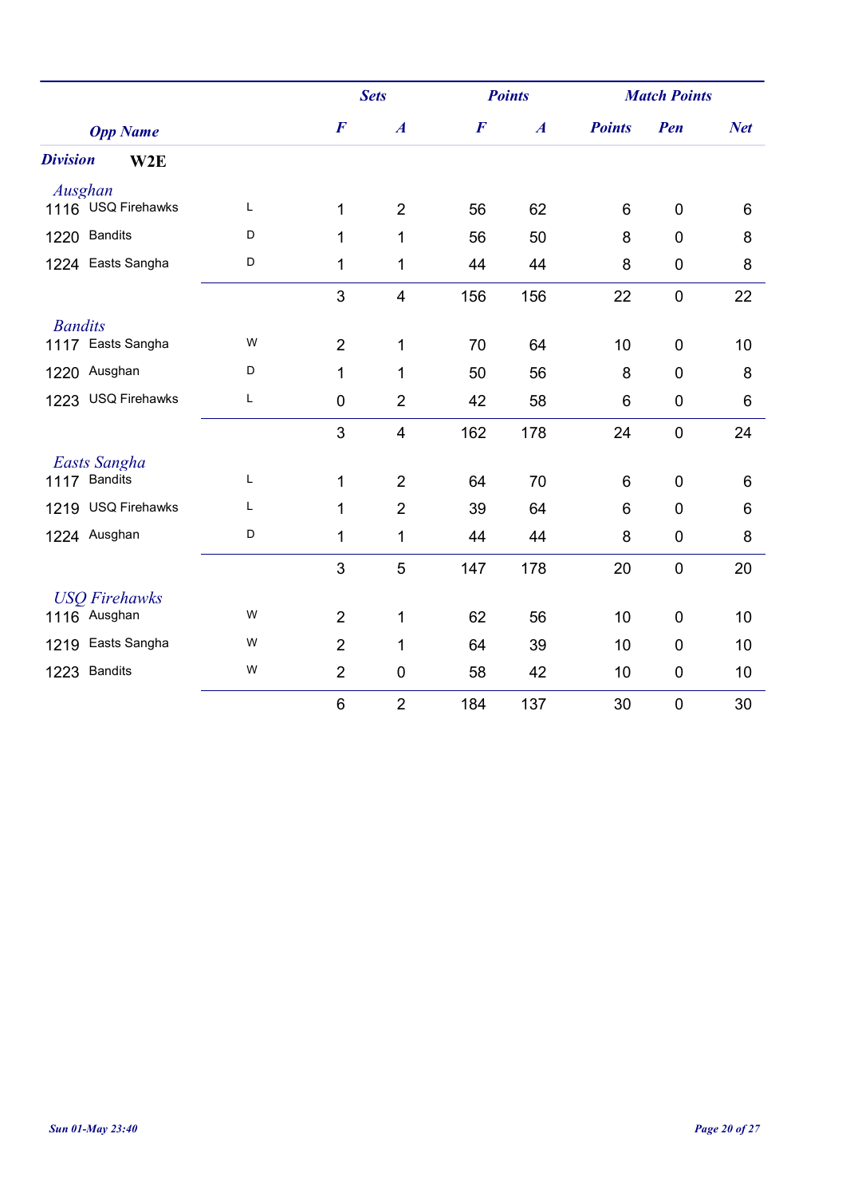| Opp Name | | | Sets F | Sets A | Points F | Points A | Match Points Points | Match Points Pen | Match Points Net |
|---|---|---|---|---|---|---|---|---|---|
| **Division** | **W2E** | | | | | | | | |
| *Ausghan* | | | | | | | | | |
| 1116 | USQ Firehawks | L | 1 | 2 | 56 | 62 | 6 | 0 | 6 |
| 1220 | Bandits | D | 1 | 1 | 56 | 50 | 8 | 0 | 8 |
| 1224 | Easts Sangha | D | 1 | 1 | 44 | 44 | 8 | 0 | 8 |
| | | | 3 | 4 | 156 | 156 | 22 | 0 | 22 |
| *Bandits* | | | | | | | | | |
| 1117 | Easts Sangha | W | 2 | 1 | 70 | 64 | 10 | 0 | 10 |
| 1220 | Ausghan | D | 1 | 1 | 50 | 56 | 8 | 0 | 8 |
| 1223 | USQ Firehawks | L | 0 | 2 | 42 | 58 | 6 | 0 | 6 |
| | | | 3 | 4 | 162 | 178 | 24 | 0 | 24 |
| *Easts Sangha* | | | | | | | | | |
| 1117 | Bandits | L | 1 | 2 | 64 | 70 | 6 | 0 | 6 |
| 1219 | USQ Firehawks | L | 1 | 2 | 39 | 64 | 6 | 0 | 6 |
| 1224 | Ausghan | D | 1 | 1 | 44 | 44 | 8 | 0 | 8 |
| | | | 3 | 5 | 147 | 178 | 20 | 0 | 20 |
| *USQ Firehawks* | | | | | | | | | |
| 1116 | Ausghan | W | 2 | 1 | 62 | 56 | 10 | 0 | 10 |
| 1219 | Easts Sangha | W | 2 | 1 | 64 | 39 | 10 | 0 | 10 |
| 1223 | Bandits | W | 2 | 0 | 58 | 42 | 10 | 0 | 10 |
| | | | 6 | 2 | 184 | 137 | 30 | 0 | 30 |

*Sun 01-May 23:40*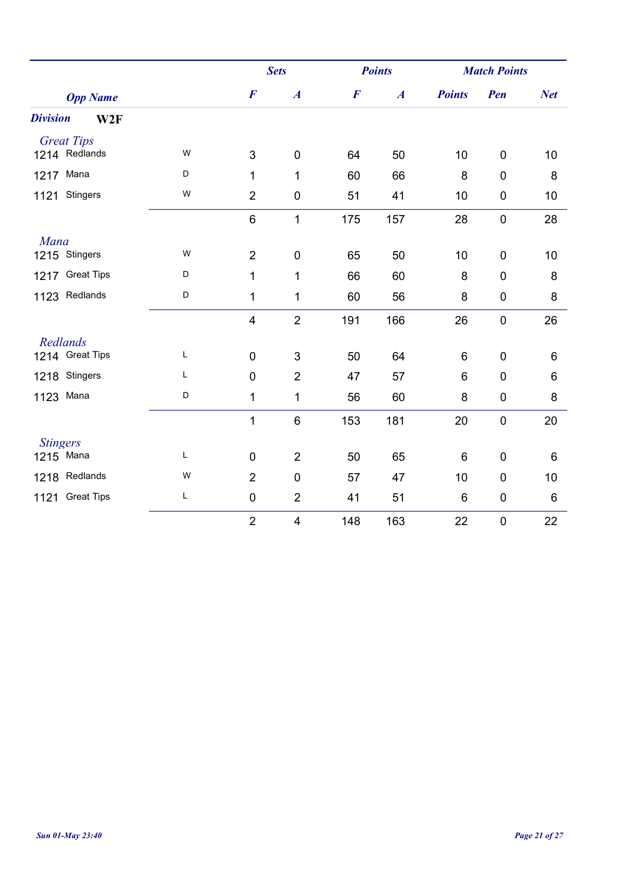| | Opp Name | | Sets | | Points | | Match Points | | |
|---|---|---|---|---|---|---|---|---|---|
| | | | F | A | F | A | Points | Pen | Net |
| **Division** | **W2F** | | | | | | | | |
| *Great Tips* | | | | | | | | | |
| 1214 | Redlands | W | 3 | 0 | 64 | 50 | 10 | 0 | 10 |
| 1217 | Mana | D | 1 | 1 | 60 | 66 | 8 | 0 | 8 |
| 1121 | Stingers | W | 2 | 0 | 51 | 41 | 10 | 0 | 10 |
| | | | 6 | 1 | 175 | 157 | 28 | 0 | 28 |
| *Mana* | | | | | | | | | |
| 1215 | Stingers | W | 2 | 0 | 65 | 50 | 10 | 0 | 10 |
| 1217 | Great Tips | D | 1 | 1 | 66 | 60 | 8 | 0 | 8 |
| 1123 | Redlands | D | 1 | 1 | 60 | 56 | 8 | 0 | 8 |
| | | | 4 | 2 | 191 | 166 | 26 | 0 | 26 |
| *Redlands* | | | | | | | | | |
| 1214 | Great Tips | L | 0 | 3 | 50 | 64 | 6 | 0 | 6 |
| 1218 | Stingers | L | 0 | 2 | 47 | 57 | 6 | 0 | 6 |
| 1123 | Mana | D | 1 | 1 | 56 | 60 | 8 | 0 | 8 |
| | | | 1 | 6 | 153 | 181 | 20 | 0 | 20 |
| *Stingers* | | | | | | | | | |
| 1215 | Mana | L | 0 | 2 | 50 | 65 | 6 | 0 | 6 |
| 1218 | Redlands | W | 2 | 0 | 57 | 47 | 10 | 0 | 10 |
| 1121 | Great Tips | L | 0 | 2 | 41 | 51 | 6 | 0 | 6 |
| | | | 2 | 4 | 148 | 163 | 22 | 0 | 22 |

*Sun 01-May 23:40*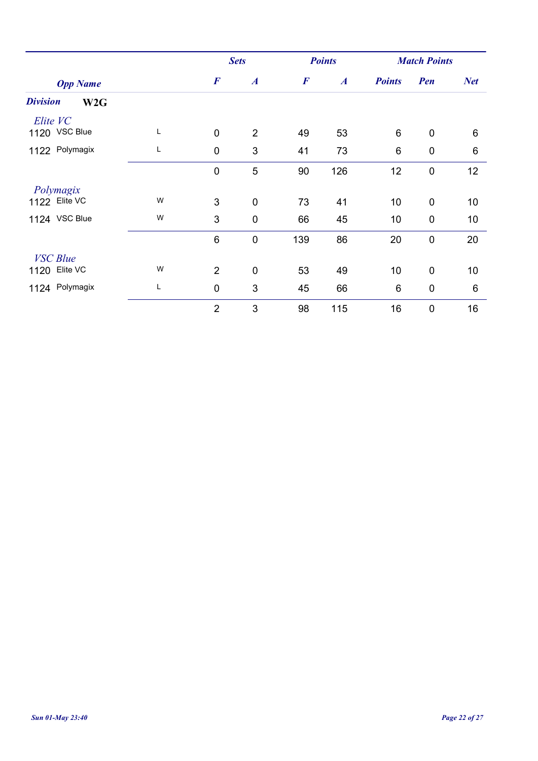| Opp Name | | Sets F | Sets A | Points F | Points A | Match Points Points | Pen | Net |
|---|---|---|---|---|---|---|---|---|
| **Division** **W2G** | | | | | | | | |
| *Elite VC* | | | | | | | | |
| 1120 VSC Blue | L | 0 | 2 | 49 | 53 | 6 | 0 | 6 |
| 1122 Polymagix | L | 0 | 3 | 41 | 73 | 6 | 0 | 6 |
| | | 0 | 5 | 90 | 126 | 12 | 0 | 12 |
| *Polymagix* | | | | | | | | |
| 1122 Elite VC | W | 3 | 0 | 73 | 41 | 10 | 0 | 10 |
| 1124 VSC Blue | W | 3 | 0 | 66 | 45 | 10 | 0 | 10 |
| | | 6 | 0 | 139 | 86 | 20 | 0 | 20 |
| *VSC Blue* | | | | | | | | |
| 1120 Elite VC | W | 2 | 0 | 53 | 49 | 10 | 0 | 10 |
| 1124 Polymagix | L | 0 | 3 | 45 | 66 | 6 | 0 | 6 |
| | | 2 | 3 | 98 | 115 | 16 | 0 | 16 |

*Sun 01-May 23:40*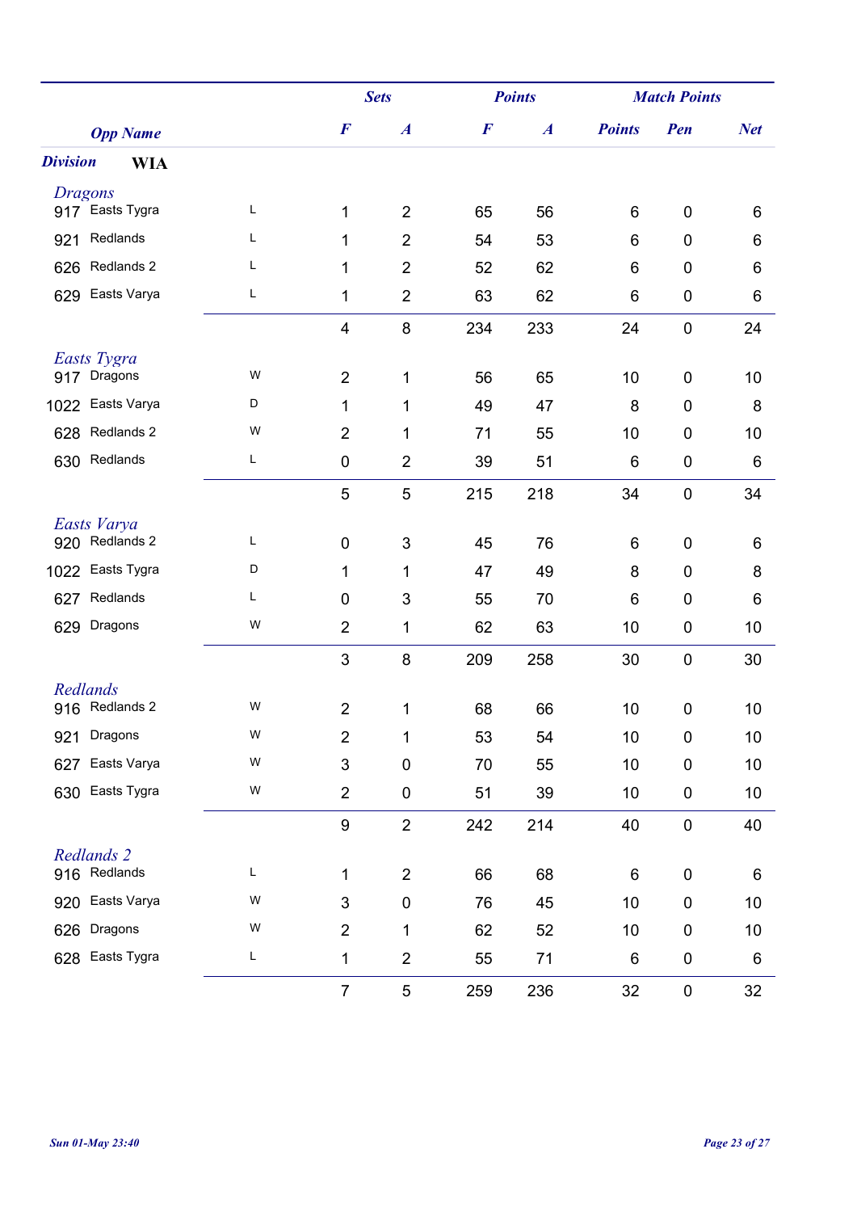| Opp Name | | | Sets F | Sets A | Points F | Points A | Match Points | Pen | Net |
|---|---|---|---|---|---|---|---|---|---|
| ***Division*** **WIA** | | | | | | | | | |
| *Dragons* | | | | | | | | | |
| 917 | Easts Tygra | L | 1 | 2 | 65 | 56 | 6 | 0 | 6 |
| 921 | Redlands | L | 1 | 2 | 54 | 53 | 6 | 0 | 6 |
| 626 | Redlands 2 | L | 1 | 2 | 52 | 62 | 6 | 0 | 6 |
| 629 | Easts Varya | L | 1 | 2 | 63 | 62 | 6 | 0 | 6 |
| | | | 4 | 8 | 234 | 233 | 24 | 0 | 24 |
| *Easts Tygra* | | | | | | | | | |
| 917 | Dragons | W | 2 | 1 | 56 | 65 | 10 | 0 | 10 |
| 1022 | Easts Varya | D | 1 | 1 | 49 | 47 | 8 | 0 | 8 |
| 628 | Redlands 2 | W | 2 | 1 | 71 | 55 | 10 | 0 | 10 |
| 630 | Redlands | L | 0 | 2 | 39 | 51 | 6 | 0 | 6 |
| | | | 5 | 5 | 215 | 218 | 34 | 0 | 34 |
| *Easts Varya* | | | | | | | | | |
| 920 | Redlands 2 | L | 0 | 3 | 45 | 76 | 6 | 0 | 6 |
| 1022 | Easts Tygra | D | 1 | 1 | 47 | 49 | 8 | 0 | 8 |
| 627 | Redlands | L | 0 | 3 | 55 | 70 | 6 | 0 | 6 |
| 629 | Dragons | W | 2 | 1 | 62 | 63 | 10 | 0 | 10 |
| | | | 3 | 8 | 209 | 258 | 30 | 0 | 30 |
| *Redlands* | | | | | | | | | |
| 916 | Redlands 2 | W | 2 | 1 | 68 | 66 | 10 | 0 | 10 |
| 921 | Dragons | W | 2 | 1 | 53 | 54 | 10 | 0 | 10 |
| 627 | Easts Varya | W | 3 | 0 | 70 | 55 | 10 | 0 | 10 |
| 630 | Easts Tygra | W | 2 | 0 | 51 | 39 | 10 | 0 | 10 |
| | | | 9 | 2 | 242 | 214 | 40 | 0 | 40 |
| *Redlands 2* | | | | | | | | | |
| 916 | Redlands | L | 1 | 2 | 66 | 68 | 6 | 0 | 6 |
| 920 | Easts Varya | W | 3 | 0 | 76 | 45 | 10 | 0 | 10 |
| 626 | Dragons | W | 2 | 1 | 62 | 52 | 10 | 0 | 10 |
| 628 | Easts Tygra | L | 1 | 2 | 55 | 71 | 6 | 0 | 6 |
| | | | 7 | 5 | 259 | 236 | 32 | 0 | 32 |

*Sun 01-May 23:40*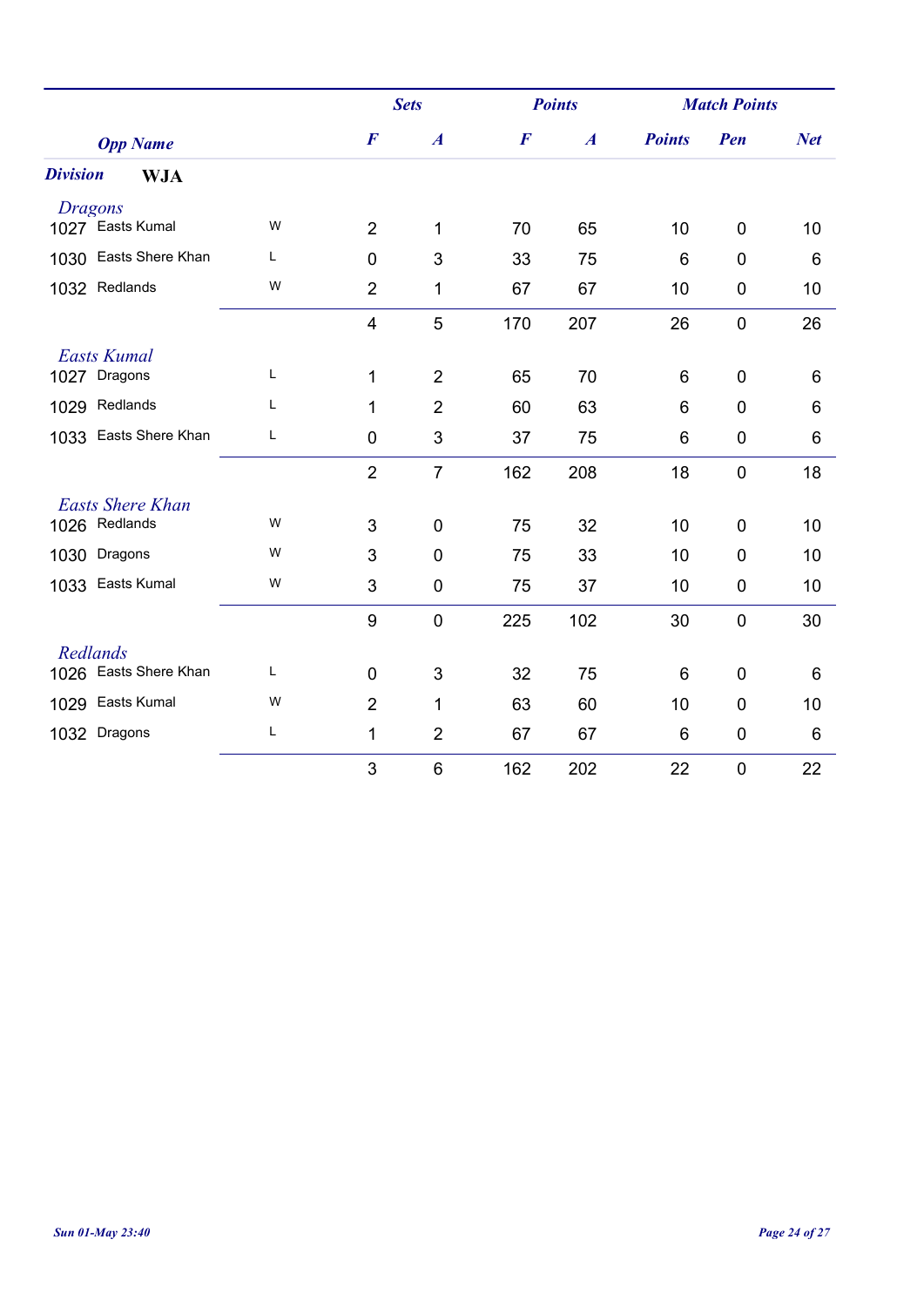| Opp Name | | | Sets F | Sets A | Points F | Points A | Match Points Points | Match Points Pen | Match Points Net |
|---|---|---|---|---|---|---|---|---|---|
| **Division** | **WJA** | | | | | | | | |
| *Dragons* | | | | | | | | | |
| 1027 | Easts Kumal | W | 2 | 1 | 70 | 65 | 10 | 0 | 10 |
| 1030 | Easts Shere Khan | L | 0 | 3 | 33 | 75 | 6 | 0 | 6 |
| 1032 | Redlands | W | 2 | 1 | 67 | 67 | 10 | 0 | 10 |
| | | | 4 | 5 | 170 | 207 | 26 | 0 | 26 |
| *Easts Kumal* | | | | | | | | | |
| 1027 | Dragons | L | 1 | 2 | 65 | 70 | 6 | 0 | 6 |
| 1029 | Redlands | L | 1 | 2 | 60 | 63 | 6 | 0 | 6 |
| 1033 | Easts Shere Khan | L | 0 | 3 | 37 | 75 | 6 | 0 | 6 |
| | | | 2 | 7 | 162 | 208 | 18 | 0 | 18 |
| *Easts Shere Khan* | | | | | | | | | |
| 1026 | Redlands | W | 3 | 0 | 75 | 32 | 10 | 0 | 10 |
| 1030 | Dragons | W | 3 | 0 | 75 | 33 | 10 | 0 | 10 |
| 1033 | Easts Kumal | W | 3 | 0 | 75 | 37 | 10 | 0 | 10 |
| | | | 9 | 0 | 225 | 102 | 30 | 0 | 30 |
| *Redlands* | | | | | | | | | |
| 1026 | Easts Shere Khan | L | 0 | 3 | 32 | 75 | 6 | 0 | 6 |
| 1029 | Easts Kumal | W | 2 | 1 | 63 | 60 | 10 | 0 | 10 |
| 1032 | Dragons | L | 1 | 2 | 67 | 67 | 6 | 0 | 6 |
| | | | 3 | 6 | 162 | 202 | 22 | 0 | 22 |

*Sun 01-May 23:40*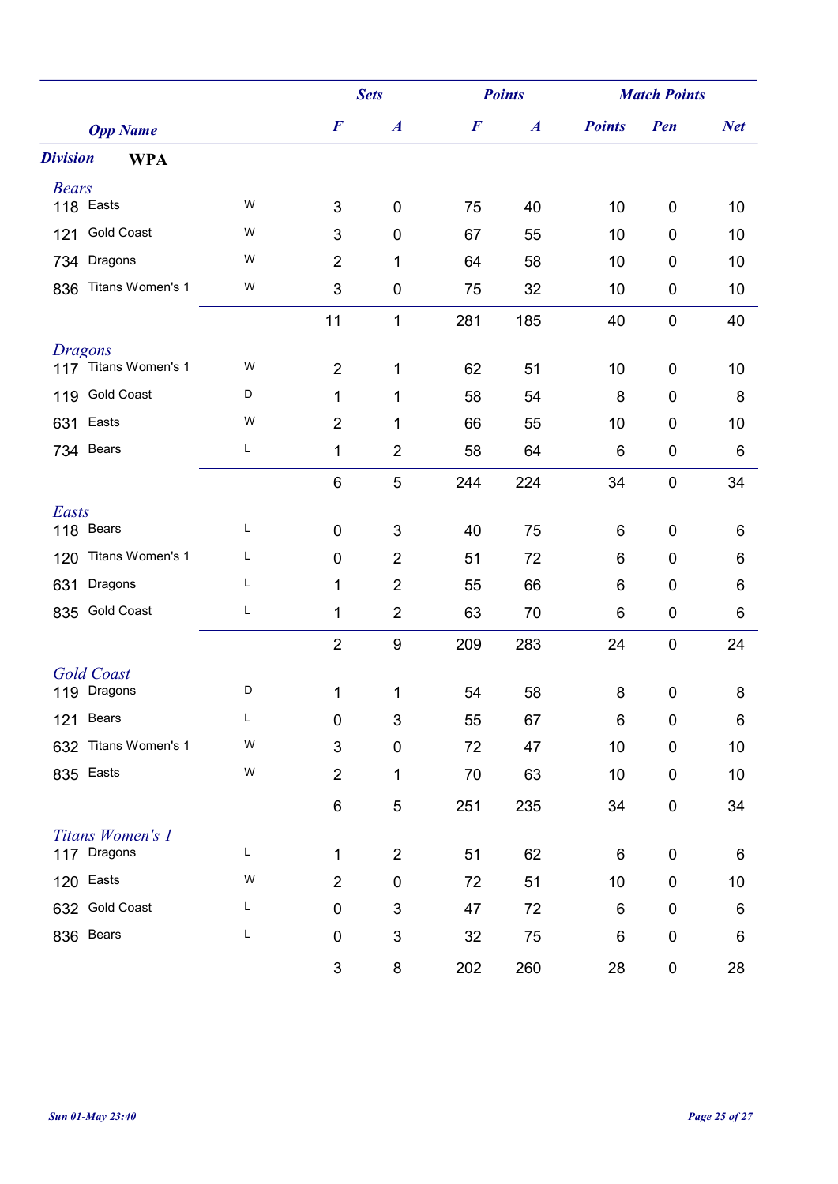| Opp Name | | | Sets F | Sets A | Points F | Points A | Match Points Points | Match Points Pen | Match Points Net |
|---|---|---|---|---|---|---|---|---|---|
| **Division** | **WPA** | | | | | | | | |
| *Bears* | | | | | | | | | |
| 118 | Easts | W | 3 | 0 | 75 | 40 | 10 | 0 | 10 |
| 121 | Gold Coast | W | 3 | 0 | 67 | 55 | 10 | 0 | 10 |
| 734 | Dragons | W | 2 | 1 | 64 | 58 | 10 | 0 | 10 |
| 836 | Titans Women's 1 | W | 3 | 0 | 75 | 32 | 10 | 0 | 10 |
| | | | 11 | 1 | 281 | 185 | 40 | 0 | 40 |
| *Dragons* | | | | | | | | | |
| 117 | Titans Women's 1 | W | 2 | 1 | 62 | 51 | 10 | 0 | 10 |
| 119 | Gold Coast | D | 1 | 1 | 58 | 54 | 8 | 0 | 8 |
| 631 | Easts | W | 2 | 1 | 66 | 55 | 10 | 0 | 10 |
| 734 | Bears | L | 1 | 2 | 58 | 64 | 6 | 0 | 6 |
| | | | 6 | 5 | 244 | 224 | 34 | 0 | 34 |
| *Easts* | | | | | | | | | |
| 118 | Bears | L | 0 | 3 | 40 | 75 | 6 | 0 | 6 |
| 120 | Titans Women's 1 | L | 0 | 2 | 51 | 72 | 6 | 0 | 6 |
| 631 | Dragons | L | 1 | 2 | 55 | 66 | 6 | 0 | 6 |
| 835 | Gold Coast | L | 1 | 2 | 63 | 70 | 6 | 0 | 6 |
| | | | 2 | 9 | 209 | 283 | 24 | 0 | 24 |
| *Gold Coast* | | | | | | | | | |
| 119 | Dragons | D | 1 | 1 | 54 | 58 | 8 | 0 | 8 |
| 121 | Bears | L | 0 | 3 | 55 | 67 | 6 | 0 | 6 |
| 632 | Titans Women's 1 | W | 3 | 0 | 72 | 47 | 10 | 0 | 10 |
| 835 | Easts | W | 2 | 1 | 70 | 63 | 10 | 0 | 10 |
| | | | 6 | 5 | 251 | 235 | 34 | 0 | 34 |
| *Titans Women's 1* | | | | | | | | | |
| 117 | Dragons | L | 1 | 2 | 51 | 62 | 6 | 0 | 6 |
| 120 | Easts | W | 2 | 0 | 72 | 51 | 10 | 0 | 10 |
| 632 | Gold Coast | L | 0 | 3 | 47 | 72 | 6 | 0 | 6 |
| 836 | Bears | L | 0 | 3 | 32 | 75 | 6 | 0 | 6 |
| | | | 3 | 8 | 202 | 260 | 28 | 0 | 28 |

*Sun 01-May 23:40*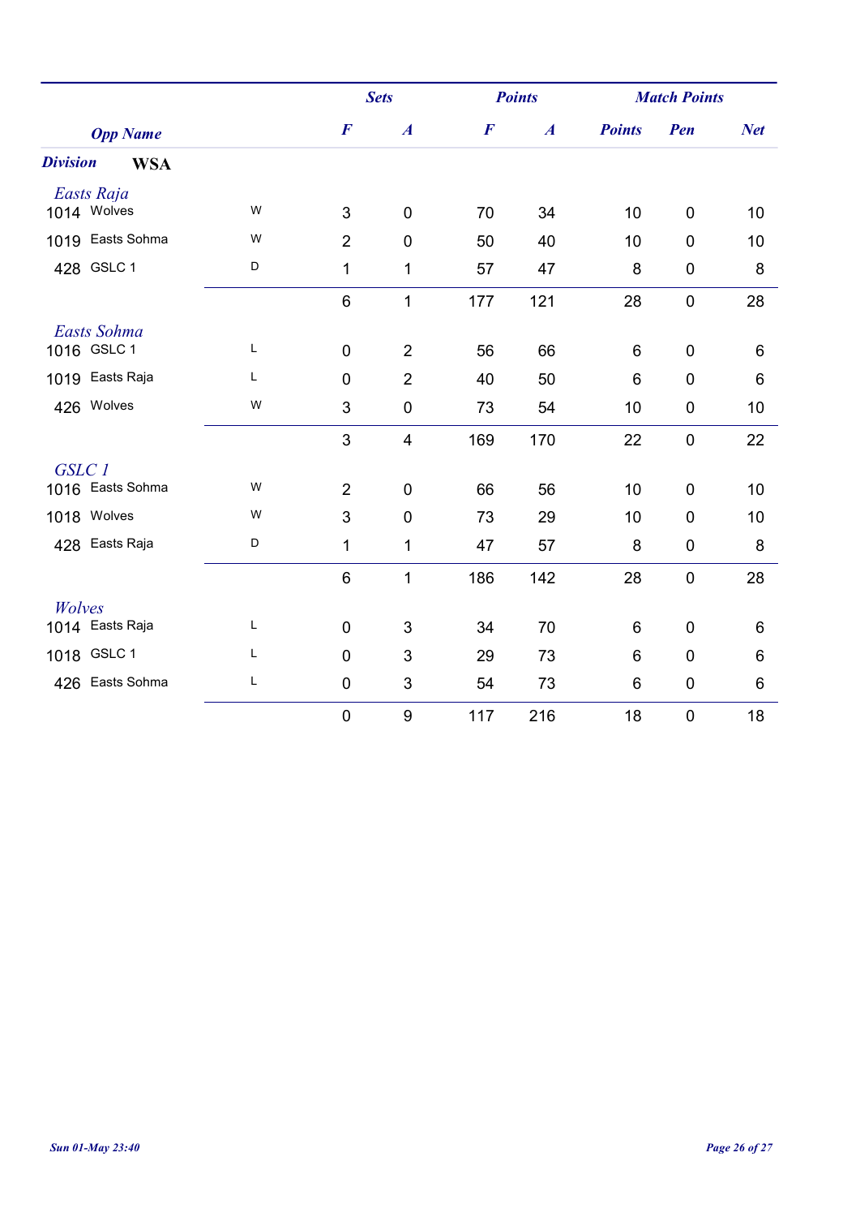| Opp Name | | | Sets | | Points | | Match Points | | |
|---|---|---|---|---|---|---|---|---|---|
| | | | F | A | F | A | Points | Pen | Net |
| ***Division*** **WSA** | | | | | | | | | |
| *Easts Raja* | | | | | | | | | |
| 1014 | Wolves | W | 3 | 0 | 70 | 34 | 10 | 0 | 10 |
| 1019 | Easts Sohma | W | 2 | 0 | 50 | 40 | 10 | 0 | 10 |
| 428 | GSLC 1 | D | 1 | 1 | 57 | 47 | 8 | 0 | 8 |
| | | | 6 | 1 | 177 | 121 | 28 | 0 | 28 |
| *Easts Sohma* | | | | | | | | | |
| 1016 | GSLC 1 | L | 0 | 2 | 56 | 66 | 6 | 0 | 6 |
| 1019 | Easts Raja | L | 0 | 2 | 40 | 50 | 6 | 0 | 6 |
| 426 | Wolves | W | 3 | 0 | 73 | 54 | 10 | 0 | 10 |
| | | | 3 | 4 | 169 | 170 | 22 | 0 | 22 |
| *GSLC 1* | | | | | | | | | |
| 1016 | Easts Sohma | W | 2 | 0 | 66 | 56 | 10 | 0 | 10 |
| 1018 | Wolves | W | 3 | 0 | 73 | 29 | 10 | 0 | 10 |
| 428 | Easts Raja | D | 1 | 1 | 47 | 57 | 8 | 0 | 8 |
| | | | 6 | 1 | 186 | 142 | 28 | 0 | 28 |
| *Wolves* | | | | | | | | | |
| 1014 | Easts Raja | L | 0 | 3 | 34 | 70 | 6 | 0 | 6 |
| 1018 | GSLC 1 | L | 0 | 3 | 29 | 73 | 6 | 0 | 6 |
| 426 | Easts Sohma | L | 0 | 3 | 54 | 73 | 6 | 0 | 6 |
| | | | 0 | 9 | 117 | 216 | 18 | 0 | 18 |

*Sun 01-May 23:40*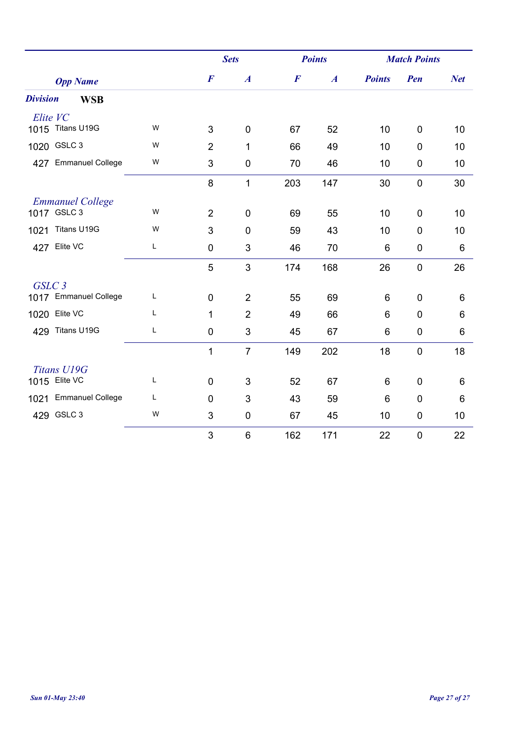| Opp Name | | | Sets F | Sets A | Points F | Points A | Match Points | Pen | Net |
|---|---|---|---|---|---|---|---|---|---|
| **Division** | **WSB** | | | | | | | | |
| *Elite VC* | | | | | | | | | |
| 1015 | Titans U19G | W | 3 | 0 | 67 | 52 | 10 | 0 | 10 |
| 1020 | GSLC 3 | W | 2 | 1 | 66 | 49 | 10 | 0 | 10 |
| 427 | Emmanuel College | W | 3 | 0 | 70 | 46 | 10 | 0 | 10 |
| | | | 8 | 1 | 203 | 147 | 30 | 0 | 30 |
| *Emmanuel College* | | | | | | | | | |
| 1017 | GSLC 3 | W | 2 | 0 | 69 | 55 | 10 | 0 | 10 |
| 1021 | Titans U19G | W | 3 | 0 | 59 | 43 | 10 | 0 | 10 |
| 427 | Elite VC | L | 0 | 3 | 46 | 70 | 6 | 0 | 6 |
| | | | 5 | 3 | 174 | 168 | 26 | 0 | 26 |
| *GSLC 3* | | | | | | | | | |
| 1017 | Emmanuel College | L | 0 | 2 | 55 | 69 | 6 | 0 | 6 |
| 1020 | Elite VC | L | 1 | 2 | 49 | 66 | 6 | 0 | 6 |
| 429 | Titans U19G | L | 0 | 3 | 45 | 67 | 6 | 0 | 6 |
| | | | 1 | 7 | 149 | 202 | 18 | 0 | 18 |
| *Titans U19G* | | | | | | | | | |
| 1015 | Elite VC | L | 0 | 3 | 52 | 67 | 6 | 0 | 6 |
| 1021 | Emmanuel College | L | 0 | 3 | 43 | 59 | 6 | 0 | 6 |
| 429 | GSLC 3 | W | 3 | 0 | 67 | 45 | 10 | 0 | 10 |
| | | | 3 | 6 | 162 | 171 | 22 | 0 | 22 |

*Sun 01-May 23:40*